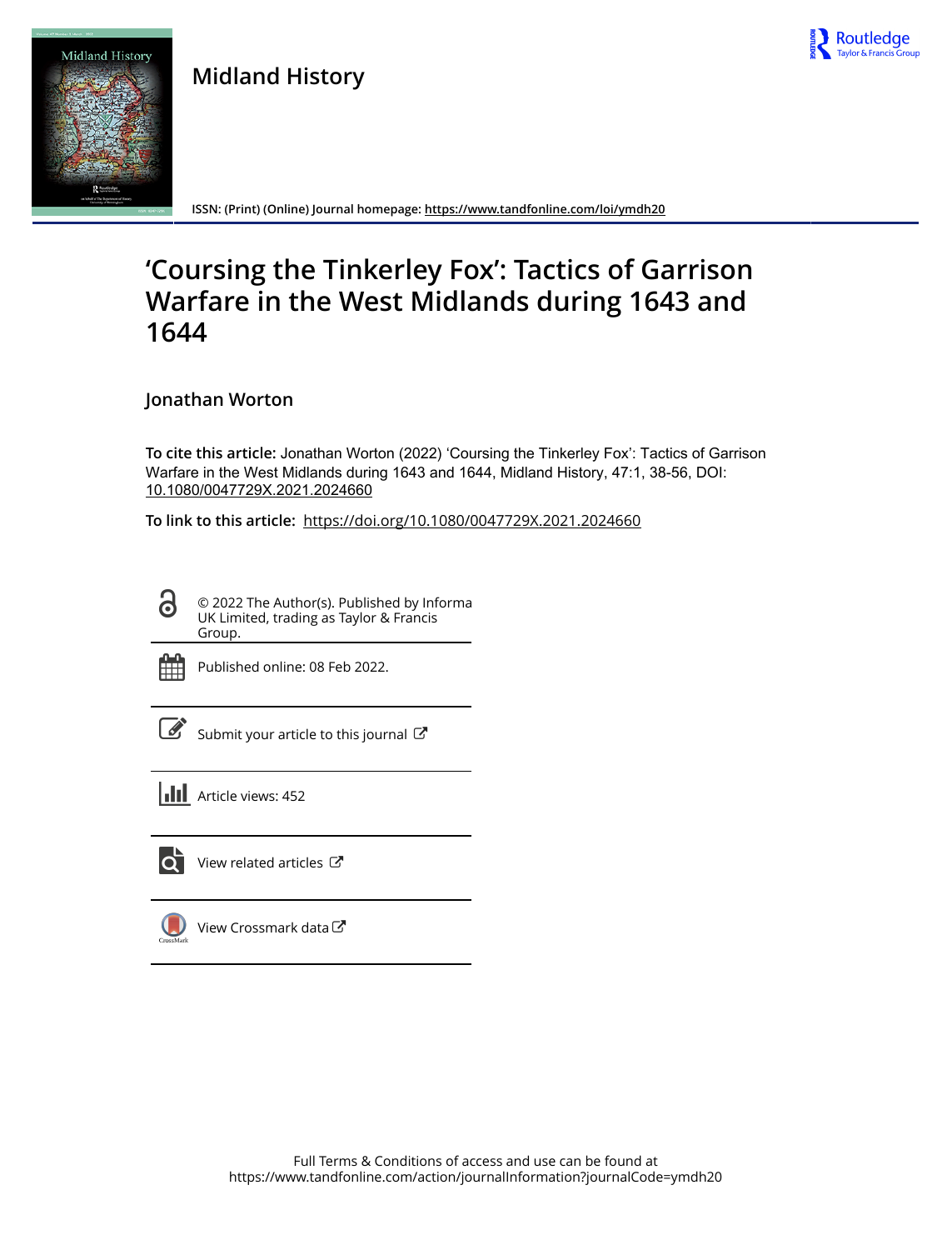# Midland History

ISSN: (Print) (Online) Journal homepage: https://www.tandfonline.com/loi/ymdh20

# 'Coursing the Tinkerley Fox': Tactics of Garrison Warfare in the West Midlands during 1643 and 1644

**Jonathan Worton**

**To cite this article:** Jonathan Worton (2022) 'Coursing the Tinkerley Fox': Tactics of Garrison Warfare in the West Midlands during 1643 and 1644, Midland History, 47:1, 38-56, DOI: 10.1080/0047729X.2021.2024660

**To link to this article:** https://doi.org/10.1080/0047729X.2021.2024660

© 2022 The Author(s). Published by Informa UK Limited, trading as Taylor & Francis Group.

Published online: 08 Feb 2022.

Submit your article to this journal

Article views: 452

View related articles

View Crossmark data

Full Terms & Conditions of access and use can be found at https://www.tandfonline.com/action/journalInformation?journalCode=ymdh20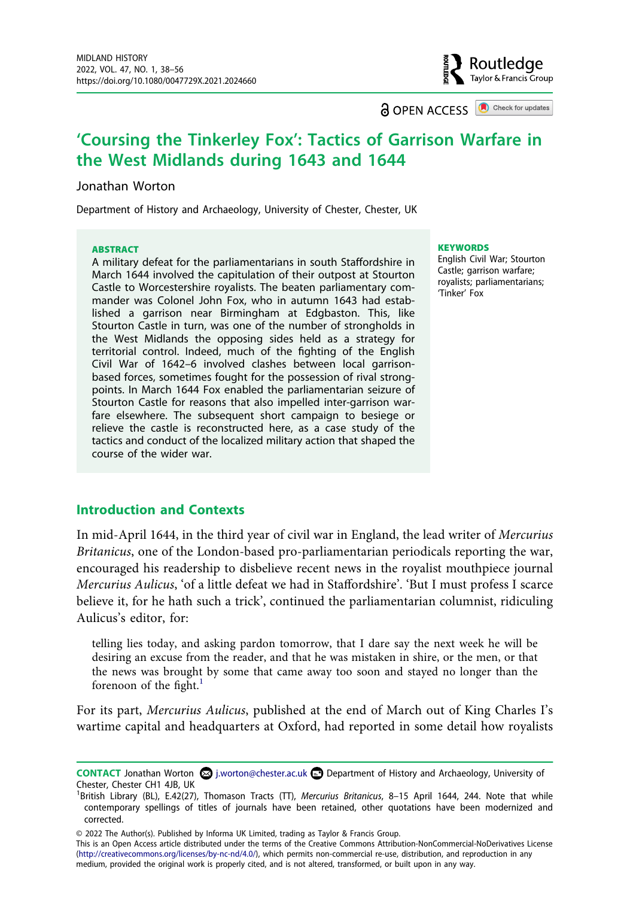# 'Coursing the Tinkerley Fox': Tactics of Garrison Warfare in the West Midlands during 1643 and 1644

Jonathan Worton

Department of History and Archaeology, University of Chester, Chester, UK

**ABSTRACT**

A military defeat for the parliamentarians in south Staffordshire in March 1644 involved the capitulation of their outpost at Stourton Castle to Worcestershire royalists. The beaten parliamentary commander was Colonel John Fox, who in autumn 1643 had established a garrison near Birmingham at Edgbaston. This, like Stourton Castle in turn, was one of the number of strongholds in the West Midlands the opposing sides held as a strategy for territorial control. Indeed, much of the fighting of the English Civil War of 1642–6 involved clashes between local garrison-based forces, sometimes fought for the possession of rival strongpoints. In March 1644 Fox enabled the parliamentarian seizure of Stourton Castle for reasons that also impelled inter-garrison warfare elsewhere. The subsequent short campaign to besiege or relieve the castle is reconstructed here, as a case study of the tactics and conduct of the localized military action that shaped the course of the wider war.

**KEYWORDS**

English Civil War; Stourton Castle; garrison warfare; royalists; parliamentarians; 'Tinker' Fox

## Introduction and Contexts

In mid-April 1644, in the third year of civil war in England, the lead writer of *Mercurius Britanicus*, one of the London-based pro-parliamentarian periodicals reporting the war, encouraged his readership to disbelieve recent news in the royalist mouthpiece journal *Mercurius Aulicus*, 'of a little defeat we had in Staffordshire'. 'But I must profess I scarce believe it, for he hath such a trick', continued the parliamentarian columnist, ridiculing Aulicus's editor, for:

> telling lies today, and asking pardon tomorrow, that I dare say the next week he will be desiring an excuse from the reader, and that he was mistaken in shire, or the men, or that the news was brought by some that came away too soon and stayed no longer than the forenoon of the fight.[1]

For its part, *Mercurius Aulicus*, published at the end of March out of King Charles I's wartime capital and headquarters at Oxford, had reported in some detail how royalists

**CONTACT** Jonathan Worton j.worton@chester.ac.uk Department of History and Archaeology, University of Chester, Chester CH1 4JB, UK

[1] British Library (BL), E.42(27), Thomason Tracts (TT), *Mercurius Britanicus*, 8–15 April 1644, 244. Note that while contemporary spellings of titles of journals have been retained, other quotations have been modernized and corrected.

© 2022 The Author(s). Published by Informa UK Limited, trading as Taylor & Francis Group.
This is an Open Access article distributed under the terms of the Creative Commons Attribution-NonCommercial-NoDerivatives License (http://creativecommons.org/licenses/by-nc-nd/4.0/), which permits non-commercial re-use, distribution, and reproduction in any medium, provided the original work is properly cited, and is not altered, transformed, or built upon in any way.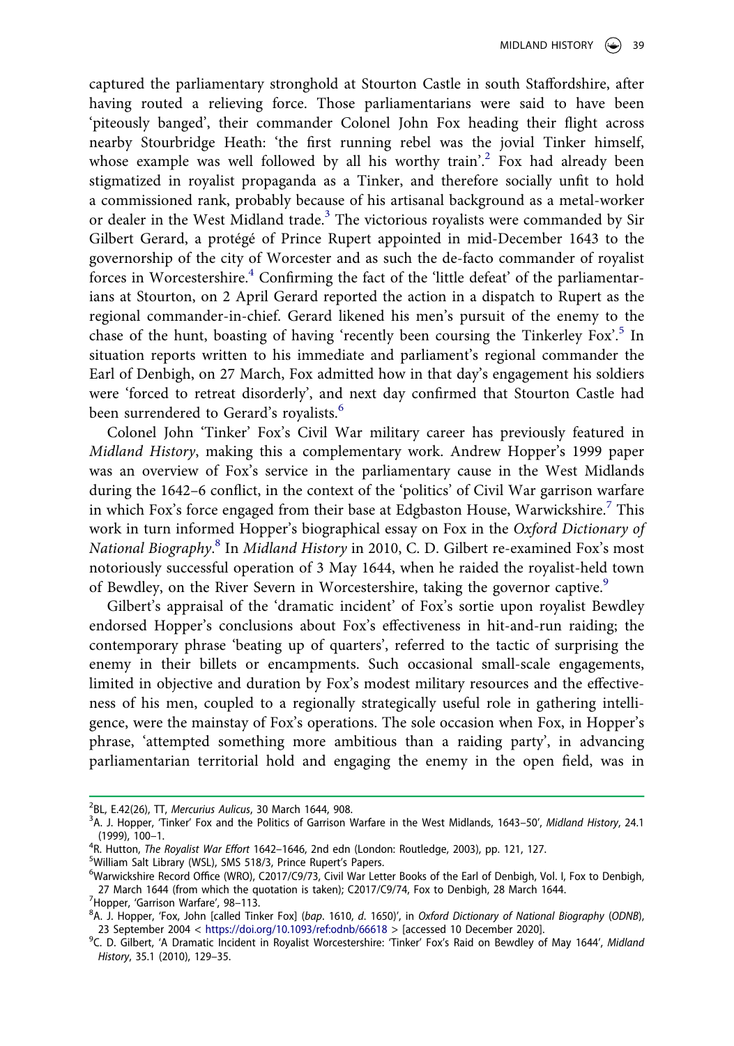captured the parliamentary stronghold at Stourton Castle in south Staffordshire, after having routed a relieving force. Those parliamentarians were said to have been 'piteously banged', their commander Colonel John Fox heading their flight across nearby Stourbridge Heath: 'the first running rebel was the jovial Tinker himself, whose example was well followed by all his worthy train'.[2] Fox had already been stigmatized in royalist propaganda as a Tinker, and therefore socially unfit to hold a commissioned rank, probably because of his artisanal background as a metal-worker or dealer in the West Midland trade.[3] The victorious royalists were commanded by Sir Gilbert Gerard, a protégé of Prince Rupert appointed in mid-December 1643 to the governorship of the city of Worcester and as such the de-facto commander of royalist forces in Worcestershire.[4] Confirming the fact of the 'little defeat' of the parliamentarians at Stourton, on 2 April Gerard reported the action in a dispatch to Rupert as the regional commander-in-chief. Gerard likened his men's pursuit of the enemy to the chase of the hunt, boasting of having 'recently been coursing the Tinkerley Fox'.[5] In situation reports written to his immediate and parliament's regional commander the Earl of Denbigh, on 27 March, Fox admitted how in that day's engagement his soldiers were 'forced to retreat disorderly', and next day confirmed that Stourton Castle had been surrendered to Gerard's royalists.[6]

Colonel John 'Tinker' Fox's Civil War military career has previously featured in *Midland History*, making this a complementary work. Andrew Hopper's 1999 paper was an overview of Fox's service in the parliamentary cause in the West Midlands during the 1642–6 conflict, in the context of the 'politics' of Civil War garrison warfare in which Fox's force engaged from their base at Edgbaston House, Warwickshire.[7] This work in turn informed Hopper's biographical essay on Fox in the *Oxford Dictionary of National Biography*.[8] In *Midland History* in 2010, C. D. Gilbert re-examined Fox's most notoriously successful operation of 3 May 1644, when he raided the royalist-held town of Bewdley, on the River Severn in Worcestershire, taking the governor captive.[9]

Gilbert's appraisal of the 'dramatic incident' of Fox's sortie upon royalist Bewdley endorsed Hopper's conclusions about Fox's effectiveness in hit-and-run raiding; the contemporary phrase 'beating up of quarters', referred to the tactic of surprising the enemy in their billets or encampments. Such occasional small-scale engagements, limited in objective and duration by Fox's modest military resources and the effectiveness of his men, coupled to a regionally strategically useful role in gathering intelligence, were the mainstay of Fox's operations. The sole occasion when Fox, in Hopper's phrase, 'attempted something more ambitious than a raiding party', in advancing parliamentarian territorial hold and engaging the enemy in the open field, was in

[2] BL, E.42(26), TT, *Mercurius Aulicus*, 30 March 1644, 908.

[3] A. J. Hopper, 'Tinker' Fox and the Politics of Garrison Warfare in the West Midlands, 1643–50', *Midland History*, 24.1 (1999), 100–1.

[4] R. Hutton, *The Royalist War Effort* 1642–1646, 2nd edn (London: Routledge, 2003), pp. 121, 127.

[5] William Salt Library (WSL), SMS 518/3, Prince Rupert's Papers.

[6] Warwickshire Record Office (WRO), C2017/C9/73, Civil War Letter Books of the Earl of Denbigh, Vol. I, Fox to Denbigh, 27 March 1644 (from which the quotation is taken); C2017/C9/74, Fox to Denbigh, 28 March 1644.

[7] Hopper, 'Garrison Warfare', 98–113.

[8] A. J. Hopper, 'Fox, John [called Tinker Fox] (*bap.* 1610, *d.* 1650)', in *Oxford Dictionary of National Biography* (*ODNB*), 23 September 2004 < https://doi.org/10.1093/ref:odnb/66618 > [accessed 10 December 2020].

[9] C. D. Gilbert, 'A Dramatic Incident in Royalist Worcestershire: 'Tinker' Fox's Raid on Bewdley of May 1644', *Midland History*, 35.1 (2010), 129–35.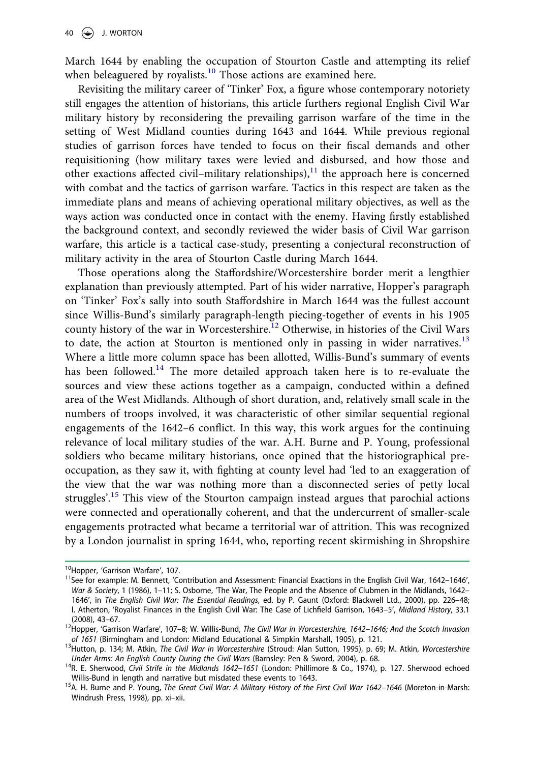March 1644 by enabling the occupation of Stourton Castle and attempting its relief when beleaguered by royalists.[10] Those actions are examined here.

Revisiting the military career of 'Tinker' Fox, a figure whose contemporary notoriety still engages the attention of historians, this article furthers regional English Civil War military history by reconsidering the prevailing garrison warfare of the time in the setting of West Midland counties during 1643 and 1644. While previous regional studies of garrison forces have tended to focus on their fiscal demands and other requisitioning (how military taxes were levied and disbursed, and how those and other exactions affected civil–military relationships),[11] the approach here is concerned with combat and the tactics of garrison warfare. Tactics in this respect are taken as the immediate plans and means of achieving operational military objectives, as well as the ways action was conducted once in contact with the enemy. Having firstly established the background context, and secondly reviewed the wider basis of Civil War garrison warfare, this article is a tactical case-study, presenting a conjectural reconstruction of military activity in the area of Stourton Castle during March 1644.

Those operations along the Staffordshire/Worcestershire border merit a lengthier explanation than previously attempted. Part of his wider narrative, Hopper's paragraph on 'Tinker' Fox's sally into south Staffordshire in March 1644 was the fullest account since Willis-Bund's similarly paragraph-length piecing-together of events in his 1905 county history of the war in Worcestershire.[12] Otherwise, in histories of the Civil Wars to date, the action at Stourton is mentioned only in passing in wider narratives.[13] Where a little more column space has been allotted, Willis-Bund's summary of events has been followed.[14] The more detailed approach taken here is to re-evaluate the sources and view these actions together as a campaign, conducted within a defined area of the West Midlands. Although of short duration, and, relatively small scale in the numbers of troops involved, it was characteristic of other similar sequential regional engagements of the 1642–6 conflict. In this way, this work argues for the continuing relevance of local military studies of the war. A.H. Burne and P. Young, professional soldiers who became military historians, once opined that the historiographical pre-occupation, as they saw it, with fighting at county level had 'led to an exaggeration of the view that the war was nothing more than a disconnected series of petty local struggles'.[15] This view of the Stourton campaign instead argues that parochial actions were connected and operationally coherent, and that the undercurrent of smaller-scale engagements protracted what became a territorial war of attrition. This was recognized by a London journalist in spring 1644, who, reporting recent skirmishing in Shropshire

---

[10] Hopper, 'Garrison Warfare', 107.

[11] See for example: M. Bennett, 'Contribution and Assessment: Financial Exactions in the English Civil War, 1642–1646', *War & Society*, 1 (1986), 1–11; S. Osborne, 'The War, The People and the Absence of Clubmen in the Midlands, 1642–1646', in *The English Civil War: The Essential Readings*, ed. by P. Gaunt (Oxford: Blackwell Ltd., 2000), pp. 226–48; I. Atherton, 'Royalist Finances in the English Civil War: The Case of Lichfield Garrison, 1643–5', *Midland History*, 33.1 (2008), 43–67.

[12] Hopper, 'Garrison Warfare', 107–8; W. Willis-Bund, *The Civil War in Worcestershire, 1642–1646; And the Scotch Invasion of 1651* (Birmingham and London: Midland Educational & Simpkin Marshall, 1905), p. 121.

[13] Hutton, p. 134; M. Atkin, *The Civil War in Worcestershire* (Stroud: Alan Sutton, 1995), p. 69; M. Atkin, *Worcestershire Under Arms: An English County During the Civil Wars* (Barnsley: Pen & Sword, 2004), p. 68.

[14] R. E. Sherwood, *Civil Strife in the Midlands 1642–1651* (London: Phillimore & Co., 1974), p. 127. Sherwood echoed Willis-Bund in length and narrative but misdated these events to 1643.

[15] A. H. Burne and P. Young, *The Great Civil War: A Military History of the First Civil War 1642–1646* (Moreton-in-Marsh: Windrush Press, 1998), pp. xi–xii.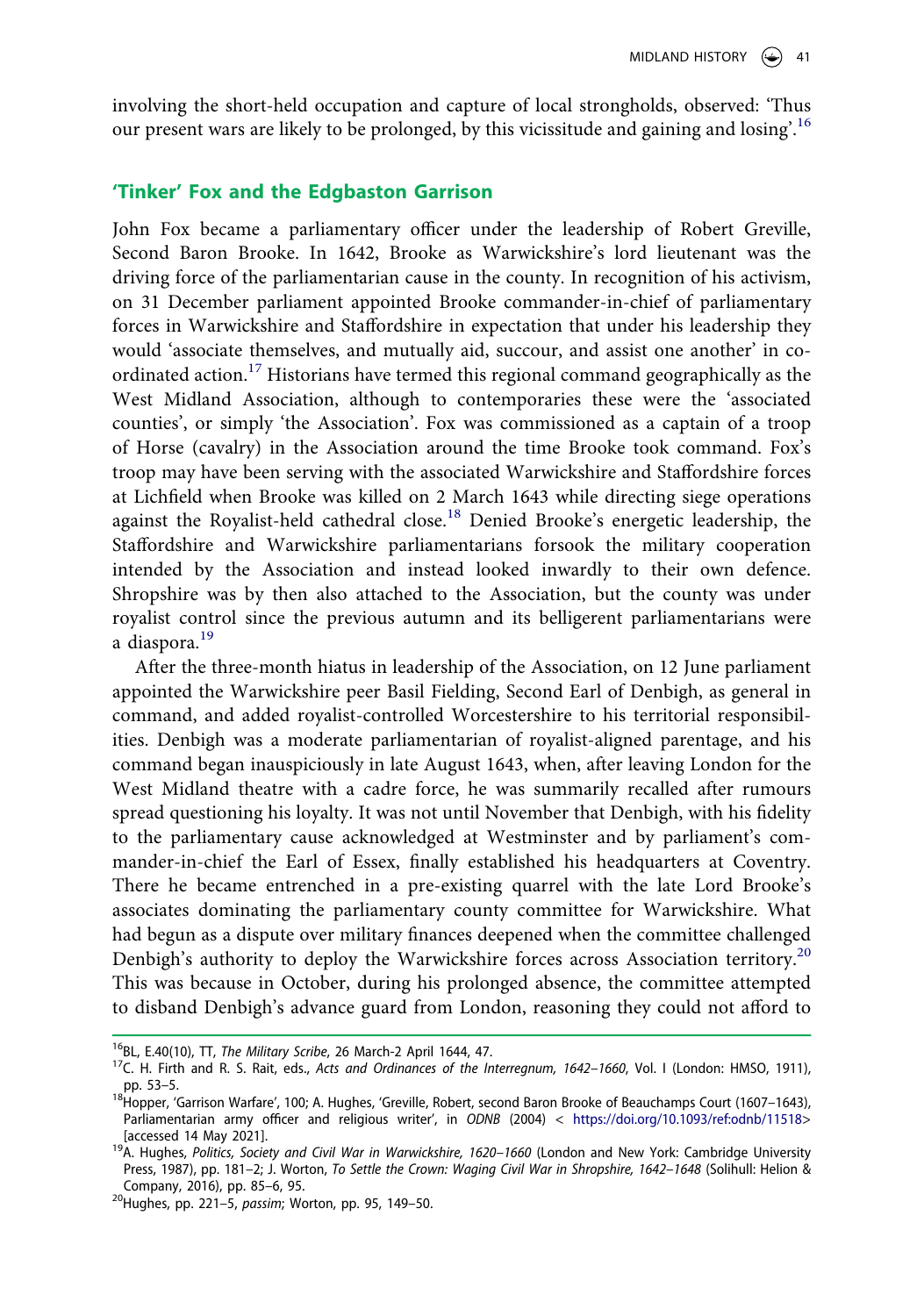involving the short-held occupation and capture of local strongholds, observed: 'Thus our present wars are likely to be prolonged, by this vicissitude and gaining and losing'.[16]

## 'Tinker' Fox and the Edgbaston Garrison

John Fox became a parliamentary officer under the leadership of Robert Greville, Second Baron Brooke. In 1642, Brooke as Warwickshire's lord lieutenant was the driving force of the parliamentarian cause in the county. In recognition of his activism, on 31 December parliament appointed Brooke commander-in-chief of parliamentary forces in Warwickshire and Staffordshire in expectation that under his leadership they would 'associate themselves, and mutually aid, succour, and assist one another' in co-ordinated action.[17] Historians have termed this regional command geographically as the West Midland Association, although to contemporaries these were the 'associated counties', or simply 'the Association'. Fox was commissioned as a captain of a troop of Horse (cavalry) in the Association around the time Brooke took command. Fox's troop may have been serving with the associated Warwickshire and Staffordshire forces at Lichfield when Brooke was killed on 2 March 1643 while directing siege operations against the Royalist-held cathedral close.[18] Denied Brooke's energetic leadership, the Staffordshire and Warwickshire parliamentarians forsook the military cooperation intended by the Association and instead looked inwardly to their own defence. Shropshire was by then also attached to the Association, but the county was under royalist control since the previous autumn and its belligerent parliamentarians were a diaspora.[19]

After the three-month hiatus in leadership of the Association, on 12 June parliament appointed the Warwickshire peer Basil Fielding, Second Earl of Denbigh, as general in command, and added royalist-controlled Worcestershire to his territorial responsibilities. Denbigh was a moderate parliamentarian of royalist-aligned parentage, and his command began inauspiciously in late August 1643, when, after leaving London for the West Midland theatre with a cadre force, he was summarily recalled after rumours spread questioning his loyalty. It was not until November that Denbigh, with his fidelity to the parliamentary cause acknowledged at Westminster and by parliament's commander-in-chief the Earl of Essex, finally established his headquarters at Coventry. There he became entrenched in a pre-existing quarrel with the late Lord Brooke's associates dominating the parliamentary county committee for Warwickshire. What had begun as a dispute over military finances deepened when the committee challenged Denbigh's authority to deploy the Warwickshire forces across Association territory.[20] This was because in October, during his prolonged absence, the committee attempted to disband Denbigh's advance guard from London, reasoning they could not afford to

---

[16] BL, E.40(10), TT, *The Military Scribe*, 26 March-2 April 1644, 47.

[17] C. H. Firth and R. S. Rait, eds., *Acts and Ordinances of the Interregnum, 1642–1660*, Vol. I (London: HMSO, 1911), pp. 53–5.

[18] Hopper, 'Garrison Warfare', 100; A. Hughes, 'Greville, Robert, second Baron Brooke of Beauchamps Court (1607–1643), Parliamentarian army officer and religious writer', in *ODNB* (2004) < https://doi.org/10.1093/ref:odnb/11518> [accessed 14 May 2021].

[19] A. Hughes, *Politics, Society and Civil War in Warwickshire, 1620–1660* (London and New York: Cambridge University Press, 1987), pp. 181–2; J. Worton, *To Settle the Crown: Waging Civil War in Shropshire, 1642–1648* (Solihull: Helion & Company, 2016), pp. 85–6, 95.

[20] Hughes, pp. 221–5, *passim*; Worton, pp. 95, 149–50.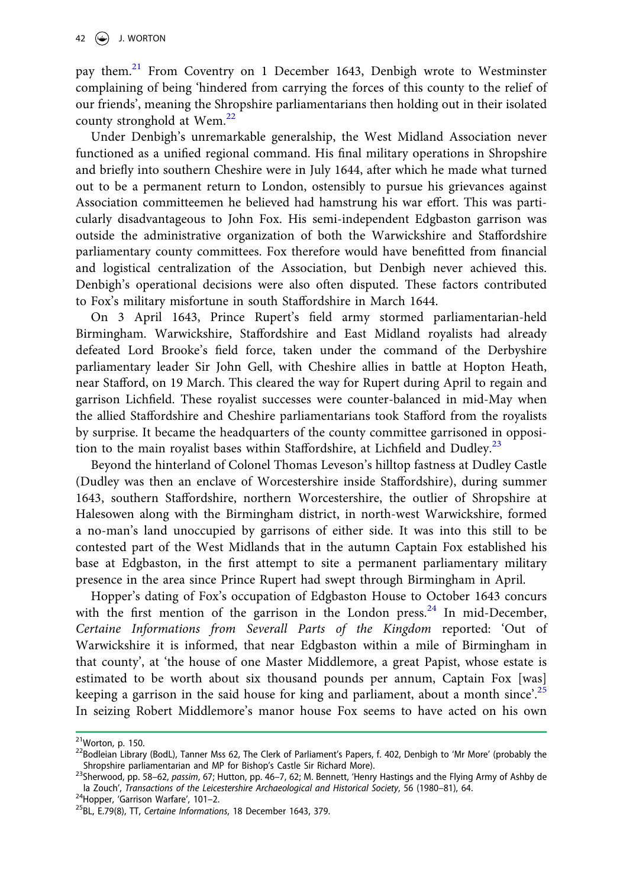pay them.[21] From Coventry on 1 December 1643, Denbigh wrote to Westminster complaining of being 'hindered from carrying the forces of this county to the relief of our friends', meaning the Shropshire parliamentarians then holding out in their isolated county stronghold at Wem.[22]

Under Denbigh's unremarkable generalship, the West Midland Association never functioned as a unified regional command. His final military operations in Shropshire and briefly into southern Cheshire were in July 1644, after which he made what turned out to be a permanent return to London, ostensibly to pursue his grievances against Association committeemen he believed had hamstrung his war effort. This was particularly disadvantageous to John Fox. His semi-independent Edgbaston garrison was outside the administrative organization of both the Warwickshire and Staffordshire parliamentary county committees. Fox therefore would have benefitted from financial and logistical centralization of the Association, but Denbigh never achieved this. Denbigh's operational decisions were also often disputed. These factors contributed to Fox's military misfortune in south Staffordshire in March 1644.

On 3 April 1643, Prince Rupert's field army stormed parliamentarian-held Birmingham. Warwickshire, Staffordshire and East Midland royalists had already defeated Lord Brooke's field force, taken under the command of the Derbyshire parliamentary leader Sir John Gell, with Cheshire allies in battle at Hopton Heath, near Stafford, on 19 March. This cleared the way for Rupert during April to regain and garrison Lichfield. These royalist successes were counter-balanced in mid-May when the allied Staffordshire and Cheshire parliamentarians took Stafford from the royalists by surprise. It became the headquarters of the county committee garrisoned in opposition to the main royalist bases within Staffordshire, at Lichfield and Dudley.[23]

Beyond the hinterland of Colonel Thomas Leveson's hilltop fastness at Dudley Castle (Dudley was then an enclave of Worcestershire inside Staffordshire), during summer 1643, southern Staffordshire, northern Worcestershire, the outlier of Shropshire at Halesowen along with the Birmingham district, in north-west Warwickshire, formed a no-man's land unoccupied by garrisons of either side. It was into this still to be contested part of the West Midlands that in the autumn Captain Fox established his base at Edgbaston, in the first attempt to site a permanent parliamentary military presence in the area since Prince Rupert had swept through Birmingham in April.

Hopper's dating of Fox's occupation of Edgbaston House to October 1643 concurs with the first mention of the garrison in the London press.[24] In mid-December, *Certaine Informations from Severall Parts of the Kingdom* reported: 'Out of Warwickshire it is informed, that near Edgbaston within a mile of Birmingham in that county', at 'the house of one Master Middlemore, a great Papist, whose estate is estimated to be worth about six thousand pounds per annum, Captain Fox [was] keeping a garrison in the said house for king and parliament, about a month since'.[25] In seizing Robert Middlemore's manor house Fox seems to have acted on his own

---

[21] Worton, p. 150.

[22] Bodleian Library (BodL), Tanner Mss 62, The Clerk of Parliament's Papers, f. 402, Denbigh to 'Mr More' (probably the Shropshire parliamentarian and MP for Bishop's Castle Sir Richard More).

[23] Sherwood, pp. 58–62, *passim*, 67; Hutton, pp. 46–7, 62; M. Bennett, 'Henry Hastings and the Flying Army of Ashby de la Zouch', *Transactions of the Leicestershire Archaeological and Historical Society*, 56 (1980–81), 64.

[24] Hopper, 'Garrison Warfare', 101–2.

[25] BL, E.79(8), TT, *Certaine Informations*, 18 December 1643, 379.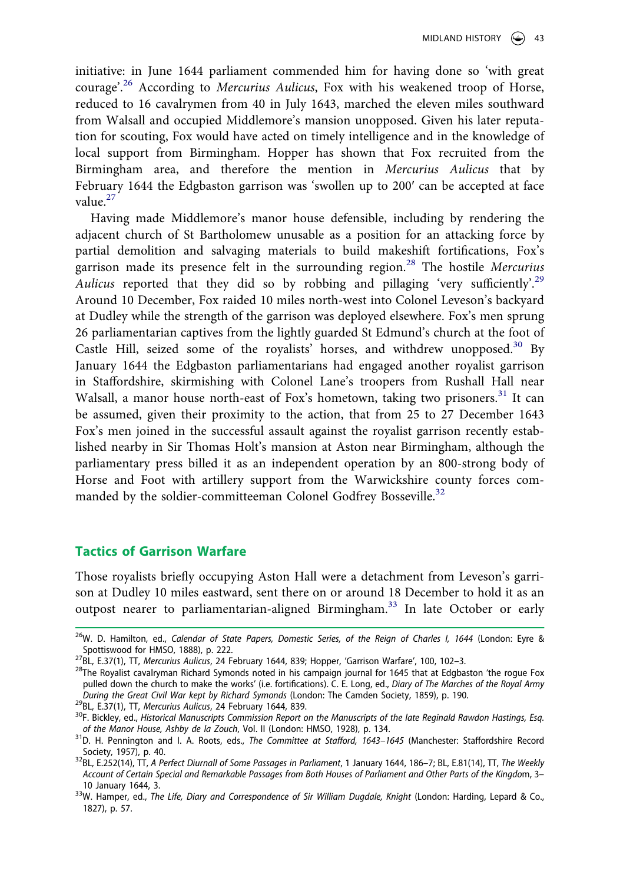initiative: in June 1644 parliament commended him for having done so 'with great courage'.[26] According to *Mercurius Aulicus*, Fox with his weakened troop of Horse, reduced to 16 cavalrymen from 40 in July 1643, marched the eleven miles southward from Walsall and occupied Middlemore's mansion unopposed. Given his later reputation for scouting, Fox would have acted on timely intelligence and in the knowledge of local support from Birmingham. Hopper has shown that Fox recruited from the Birmingham area, and therefore the mention in *Mercurius Aulicus* that by February 1644 the Edgbaston garrison was 'swollen up to 200′ can be accepted at face value.[27]

Having made Middlemore's manor house defensible, including by rendering the adjacent church of St Bartholomew unusable as a position for an attacking force by partial demolition and salvaging materials to build makeshift fortifications, Fox's garrison made its presence felt in the surrounding region.[28] The hostile *Mercurius Aulicus* reported that they did so by robbing and pillaging 'very sufficiently'.[29] Around 10 December, Fox raided 10 miles north-west into Colonel Leveson's backyard at Dudley while the strength of the garrison was deployed elsewhere. Fox's men sprung 26 parliamentarian captives from the lightly guarded St Edmund's church at the foot of Castle Hill, seized some of the royalists' horses, and withdrew unopposed.[30] By January 1644 the Edgbaston parliamentarians had engaged another royalist garrison in Staffordshire, skirmishing with Colonel Lane's troopers from Rushall Hall near Walsall, a manor house north-east of Fox's hometown, taking two prisoners.[31] It can be assumed, given their proximity to the action, that from 25 to 27 December 1643 Fox's men joined in the successful assault against the royalist garrison recently established nearby in Sir Thomas Holt's mansion at Aston near Birmingham, although the parliamentary press billed it as an independent operation by an 800-strong body of Horse and Foot with artillery support from the Warwickshire county forces commanded by the soldier-committeeman Colonel Godfrey Bosseville.[32]

## Tactics of Garrison Warfare

Those royalists briefly occupying Aston Hall were a detachment from Leveson's garrison at Dudley 10 miles eastward, sent there on or around 18 December to hold it as an outpost nearer to parliamentarian-aligned Birmingham.[33] In late October or early

---

[26] W. D. Hamilton, ed., *Calendar of State Papers, Domestic Series, of the Reign of Charles I, 1644* (London: Eyre & Spottiswood for HMSO, 1888), p. 222.

[27] BL, E.37(1), TT, *Mercurius Aulicus*, 24 February 1644, 839; Hopper, 'Garrison Warfare', 100, 102–3.

[28] The Royalist cavalryman Richard Symonds noted in his campaign journal for 1645 that at Edgbaston 'the rogue Fox pulled down the church to make the works' (i.e. fortifications). C. E. Long, ed., *Diary of The Marches of the Royal Army During the Great Civil War kept by Richard Symonds* (London: The Camden Society, 1859), p. 190.

[29] BL, E.37(1), TT, *Mercurius Aulicus*, 24 February 1644, 839.

[30] F. Bickley, ed., *Historical Manuscripts Commission Report on the Manuscripts of the late Reginald Rawdon Hastings, Esq. of the Manor House, Ashby de la Zouch*, Vol. II (London: HMSO, 1928), p. 134.

[31] D. H. Pennington and I. A. Roots, eds., *The Committee at Stafford, 1643–1645* (Manchester: Staffordshire Record Society, 1957), p. 40.

[32] BL, E.252(14), TT, *A Perfect Diurnall of Some Passages in Parliament*, 1 January 1644, 186–7; BL, E.81(14), TT, *The Weekly Account of Certain Special and Remarkable Passages from Both Houses of Parliament and Other Parts of the Kingdom*, 3–10 January 1644, 3.

[33] W. Hamper, ed., *The Life, Diary and Correspondence of Sir William Dugdale, Knight* (London: Harding, Lepard & Co., 1827), p. 57.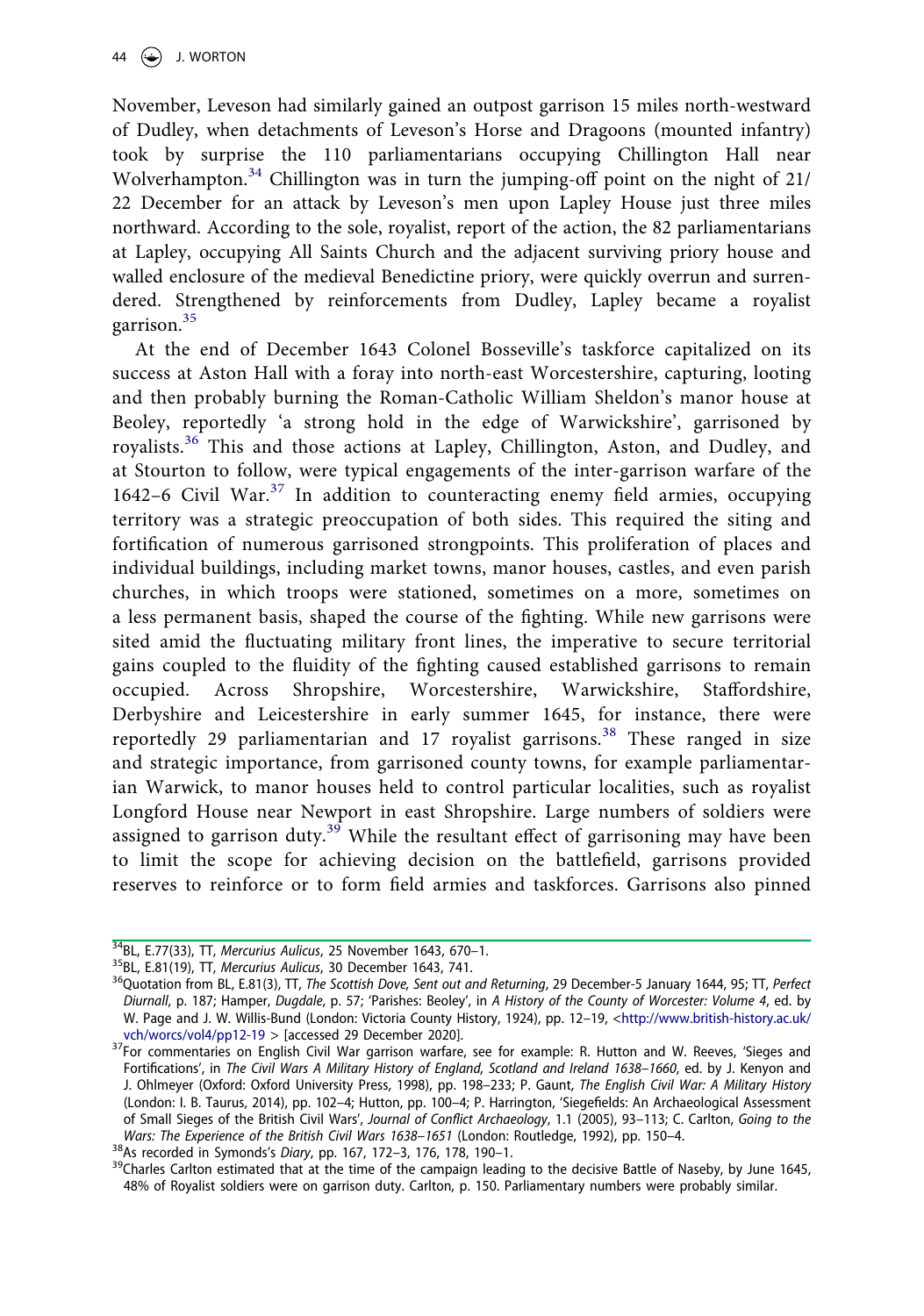November, Leveson had similarly gained an outpost garrison 15 miles north-westward of Dudley, when detachments of Leveson's Horse and Dragoons (mounted infantry) took by surprise the 110 parliamentarians occupying Chillington Hall near Wolverhampton.[34] Chillington was in turn the jumping-off point on the night of 21/22 December for an attack by Leveson's men upon Lapley House just three miles northward. According to the sole, royalist, report of the action, the 82 parliamentarians at Lapley, occupying All Saints Church and the adjacent surviving priory house and walled enclosure of the medieval Benedictine priory, were quickly overrun and surrendered. Strengthened by reinforcements from Dudley, Lapley became a royalist garrison.[35]

At the end of December 1643 Colonel Bosseville's taskforce capitalized on its success at Aston Hall with a foray into north-east Worcestershire, capturing, looting and then probably burning the Roman-Catholic William Sheldon's manor house at Beoley, reportedly 'a strong hold in the edge of Warwickshire', garrisoned by royalists.[36] This and those actions at Lapley, Chillington, Aston, and Dudley, and at Stourton to follow, were typical engagements of the inter-garrison warfare of the 1642–6 Civil War.[37] In addition to counteracting enemy field armies, occupying territory was a strategic preoccupation of both sides. This required the siting and fortification of numerous garrisoned strongpoints. This proliferation of places and individual buildings, including market towns, manor houses, castles, and even parish churches, in which troops were stationed, sometimes on a more, sometimes on a less permanent basis, shaped the course of the fighting. While new garrisons were sited amid the fluctuating military front lines, the imperative to secure territorial gains coupled to the fluidity of the fighting caused established garrisons to remain occupied. Across Shropshire, Worcestershire, Warwickshire, Staffordshire, Derbyshire and Leicestershire in early summer 1645, for instance, there were reportedly 29 parliamentarian and 17 royalist garrisons.[38] These ranged in size and strategic importance, from garrisoned county towns, for example parliamentarian Warwick, to manor houses held to control particular localities, such as royalist Longford House near Newport in east Shropshire. Large numbers of soldiers were assigned to garrison duty.[39] While the resultant effect of garrisoning may have been to limit the scope for achieving decision on the battlefield, garrisons provided reserves to reinforce or to form field armies and taskforces. Garrisons also pinned

---

[34] BL, E.77(33), TT, *Mercurius Aulicus*, 25 November 1643, 670–1.

[35] BL, E.81(19), TT, *Mercurius Aulicus*, 30 December 1643, 741.

[36] Quotation from BL, E.81(3), TT, *The Scottish Dove, Sent out and Returning*, 29 December-5 January 1644, 95; TT, *Perfect Diurnall*, p. 187; Hamper, *Dugdale*, p. 57; 'Parishes: Beoley', in *A History of the County of Worcester: Volume 4*, ed. by W. Page and J. W. Willis-Bund (London: Victoria County History, 1924), pp. 12–19, <http://www.british-history.ac.uk/vch/worcs/vol4/pp12-19 > [accessed 29 December 2020].

[37] For commentaries on English Civil War garrison warfare, see for example: R. Hutton and W. Reeves, 'Sieges and Fortifications', in *The Civil Wars A Military History of England, Scotland and Ireland 1638–1660*, ed. by J. Kenyon and J. Ohlmeyer (Oxford: Oxford University Press, 1998), pp. 198–233; P. Gaunt, *The English Civil War: A Military History* (London: I. B. Taurus, 2014), pp. 102–4; Hutton, pp. 100–4; P. Harrington, 'Siegefields: An Archaeological Assessment of Small Sieges of the British Civil Wars', *Journal of Conflict Archaeology*, 1.1 (2005), 93–113; C. Carlton, *Going to the Wars: The Experience of the British Civil Wars 1638–1651* (London: Routledge, 1992), pp. 150–4.

[38] As recorded in Symonds's *Diary*, pp. 167, 172–3, 176, 178, 190–1.

[39] Charles Carlton estimated that at the time of the campaign leading to the decisive Battle of Naseby, by June 1645, 48% of Royalist soldiers were on garrison duty. Carlton, p. 150. Parliamentary numbers were probably similar.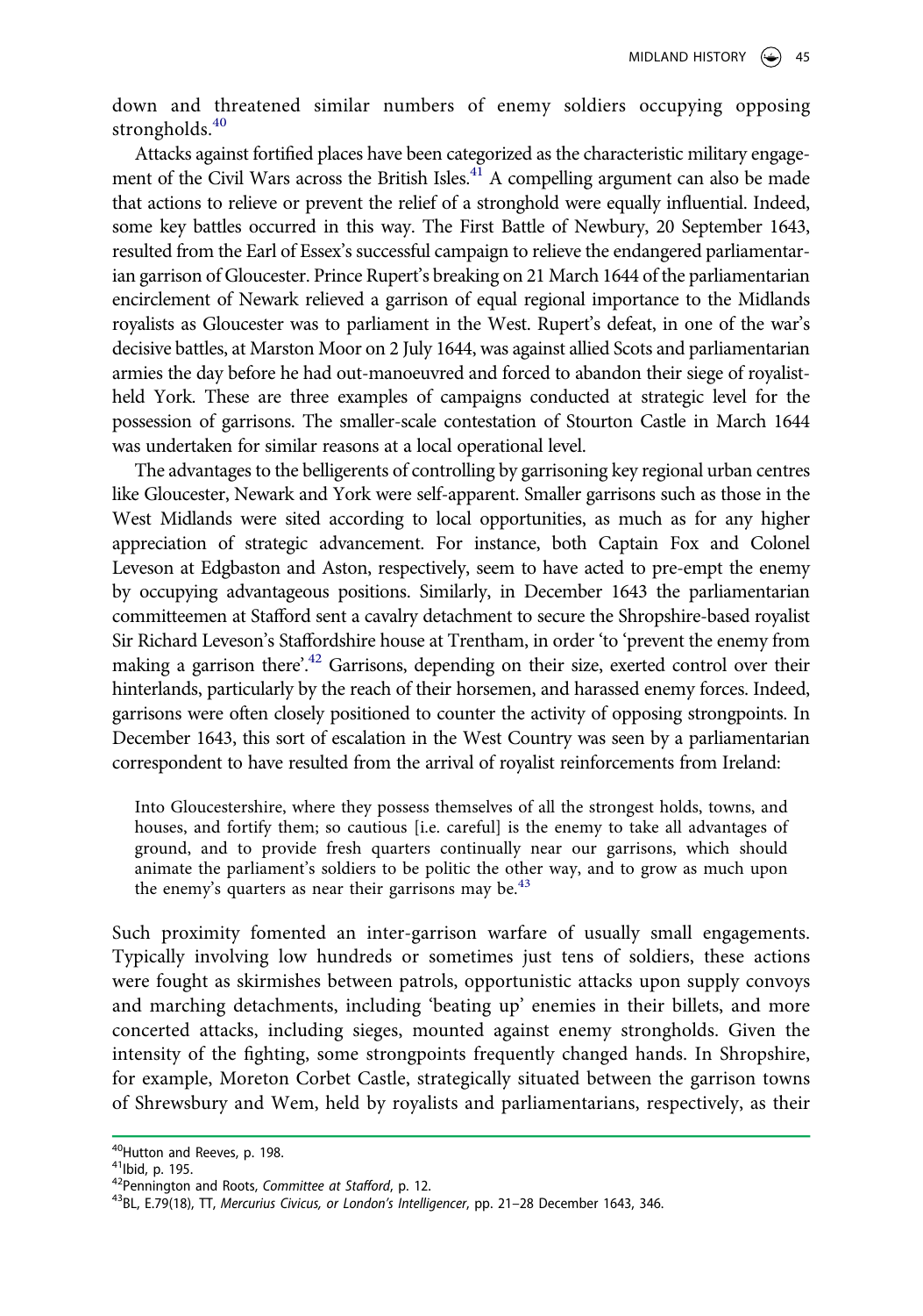down and threatened similar numbers of enemy soldiers occupying opposing strongholds.[40]

Attacks against fortified places have been categorized as the characteristic military engagement of the Civil Wars across the British Isles.[41] A compelling argument can also be made that actions to relieve or prevent the relief of a stronghold were equally influential. Indeed, some key battles occurred in this way. The First Battle of Newbury, 20 September 1643, resulted from the Earl of Essex's successful campaign to relieve the endangered parliamentarian garrison of Gloucester. Prince Rupert's breaking on 21 March 1644 of the parliamentarian encirclement of Newark relieved a garrison of equal regional importance to the Midlands royalists as Gloucester was to parliament in the West. Rupert's defeat, in one of the war's decisive battles, at Marston Moor on 2 July 1644, was against allied Scots and parliamentarian armies the day before he had out-manoeuvred and forced to abandon their siege of royalist-held York. These are three examples of campaigns conducted at strategic level for the possession of garrisons. The smaller-scale contestation of Stourton Castle in March 1644 was undertaken for similar reasons at a local operational level.

The advantages to the belligerents of controlling by garrisoning key regional urban centres like Gloucester, Newark and York were self-apparent. Smaller garrisons such as those in the West Midlands were sited according to local opportunities, as much as for any higher appreciation of strategic advancement. For instance, both Captain Fox and Colonel Leveson at Edgbaston and Aston, respectively, seem to have acted to pre-empt the enemy by occupying advantageous positions. Similarly, in December 1643 the parliamentarian committeemen at Stafford sent a cavalry detachment to secure the Shropshire-based royalist Sir Richard Leveson's Staffordshire house at Trentham, in order 'to 'prevent the enemy from making a garrison there'.[42] Garrisons, depending on their size, exerted control over their hinterlands, particularly by the reach of their horsemen, and harassed enemy forces. Indeed, garrisons were often closely positioned to counter the activity of opposing strongpoints. In December 1643, this sort of escalation in the West Country was seen by a parliamentarian correspondent to have resulted from the arrival of royalist reinforcements from Ireland:

> Into Gloucestershire, where they possess themselves of all the strongest holds, towns, and houses, and fortify them; so cautious [i.e. careful] is the enemy to take all advantages of ground, and to provide fresh quarters continually near our garrisons, which should animate the parliament's soldiers to be politic the other way, and to grow as much upon the enemy's quarters as near their garrisons may be.[43]

Such proximity fomented an inter-garrison warfare of usually small engagements. Typically involving low hundreds or sometimes just tens of soldiers, these actions were fought as skirmishes between patrols, opportunistic attacks upon supply convoys and marching detachments, including 'beating up' enemies in their billets, and more concerted attacks, including sieges, mounted against enemy strongholds. Given the intensity of the fighting, some strongpoints frequently changed hands. In Shropshire, for example, Moreton Corbet Castle, strategically situated between the garrison towns of Shrewsbury and Wem, held by royalists and parliamentarians, respectively, as their

---

[40] Hutton and Reeves, p. 198.
[41] Ibid, p. 195.
[42] Pennington and Roots, *Committee at Stafford*, p. 12.
[43] BL, E.79(18), TT, *Mercurius Civicus, or London's Intelligencer*, pp. 21–28 December 1643, 346.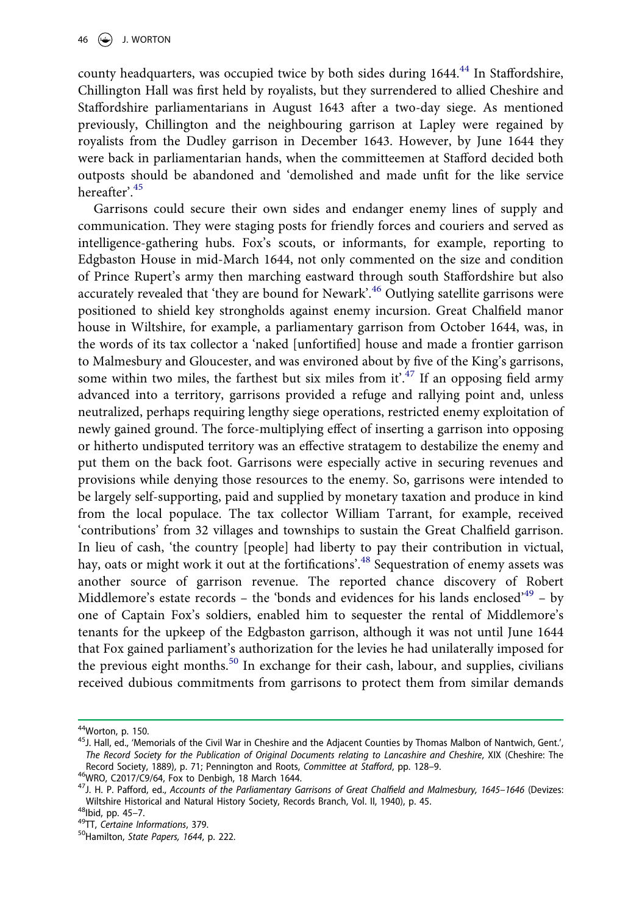county headquarters, was occupied twice by both sides during 1644.[44] In Staffordshire, Chillington Hall was first held by royalists, but they surrendered to allied Cheshire and Staffordshire parliamentarians in August 1643 after a two-day siege. As mentioned previously, Chillington and the neighbouring garrison at Lapley were regained by royalists from the Dudley garrison in December 1643. However, by June 1644 they were back in parliamentarian hands, when the committeemen at Stafford decided both outposts should be abandoned and 'demolished and made unfit for the like service hereafter'.[45]

Garrisons could secure their own sides and endanger enemy lines of supply and communication. They were staging posts for friendly forces and couriers and served as intelligence-gathering hubs. Fox's scouts, or informants, for example, reporting to Edgbaston House in mid-March 1644, not only commented on the size and condition of Prince Rupert's army then marching eastward through south Staffordshire but also accurately revealed that 'they are bound for Newark'.[46] Outlying satellite garrisons were positioned to shield key strongholds against enemy incursion. Great Chalfield manor house in Wiltshire, for example, a parliamentary garrison from October 1644, was, in the words of its tax collector a 'naked [unfortified] house and made a frontier garrison to Malmesbury and Gloucester, and was environed about by five of the King's garrisons, some within two miles, the farthest but six miles from it'.[47] If an opposing field army advanced into a territory, garrisons provided a refuge and rallying point and, unless neutralized, perhaps requiring lengthy siege operations, restricted enemy exploitation of newly gained ground. The force-multiplying effect of inserting a garrison into opposing or hitherto undisputed territory was an effective stratagem to destabilize the enemy and put them on the back foot. Garrisons were especially active in securing revenues and provisions while denying those resources to the enemy. So, garrisons were intended to be largely self-supporting, paid and supplied by monetary taxation and produce in kind from the local populace. The tax collector William Tarrant, for example, received 'contributions' from 32 villages and townships to sustain the Great Chalfield garrison. In lieu of cash, 'the country [people] had liberty to pay their contribution in victual, hay, oats or might work it out at the fortifications'.[48] Sequestration of enemy assets was another source of garrison revenue. The reported chance discovery of Robert Middlemore's estate records – the 'bonds and evidences for his lands enclosed'[49] – by one of Captain Fox's soldiers, enabled him to sequester the rental of Middlemore's tenants for the upkeep of the Edgbaston garrison, although it was not until June 1644 that Fox gained parliament's authorization for the levies he had unilaterally imposed for the previous eight months.[50] In exchange for their cash, labour, and supplies, civilians received dubious commitments from garrisons to protect them from similar demands

[44] Worton, p. 150.

[45] J. Hall, ed., 'Memorials of the Civil War in Cheshire and the Adjacent Counties by Thomas Malbon of Nantwich, Gent.', *The Record Society for the Publication of Original Documents relating to Lancashire and Cheshire*, XIX (Cheshire: The Record Society, 1889), p. 71; Pennington and Roots, *Committee at Stafford*, pp. 128–9.

[46] WRO, C2017/C9/64, Fox to Denbigh, 18 March 1644.

[47] J. H. P. Pafford, ed., *Accounts of the Parliamentary Garrisons of Great Chalfield and Malmesbury, 1645–1646* (Devizes: Wiltshire Historical and Natural History Society, Records Branch, Vol. II, 1940), p. 45.

[48] Ibid, pp. 45–7.

[49] TT, *Certaine Informations*, 379.

[50] Hamilton, *State Papers, 1644*, p. 222.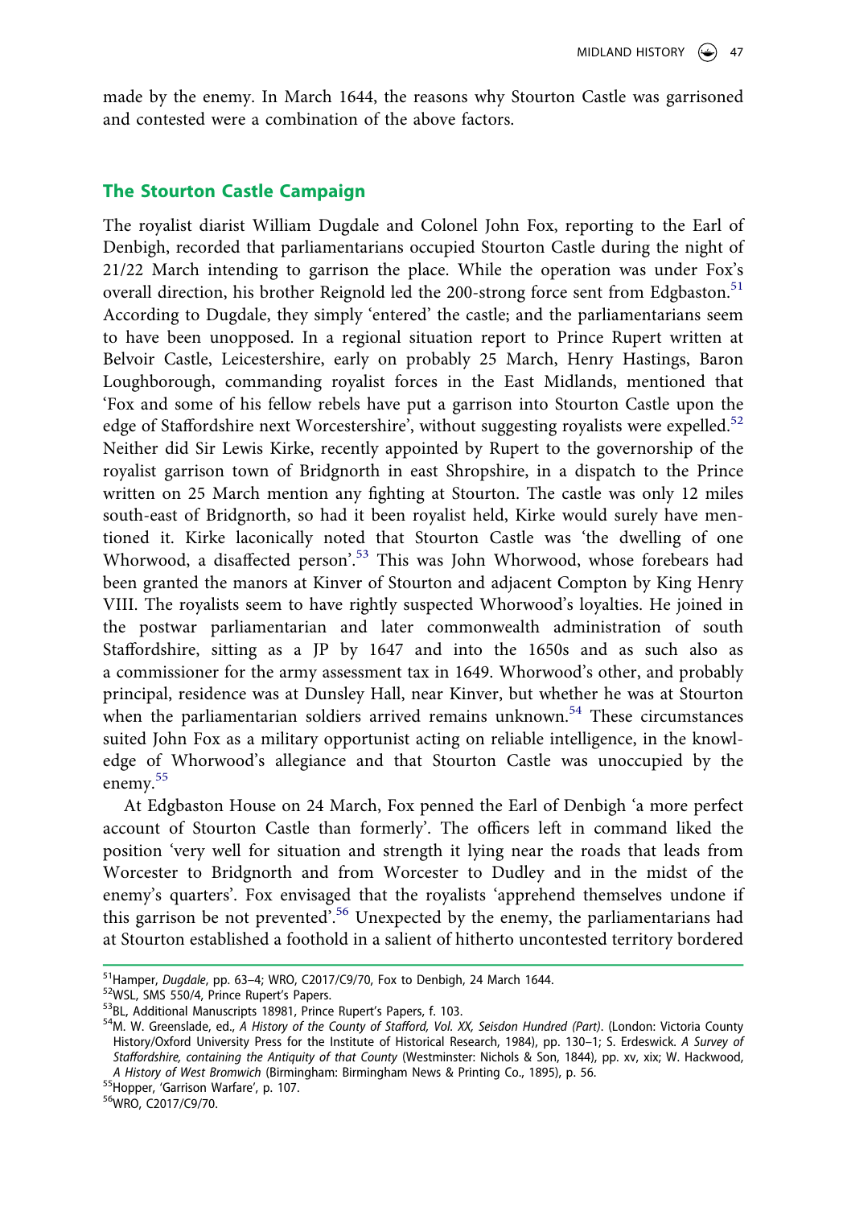made by the enemy. In March 1644, the reasons why Stourton Castle was garrisoned and contested were a combination of the above factors.

## The Stourton Castle Campaign

The royalist diarist William Dugdale and Colonel John Fox, reporting to the Earl of Denbigh, recorded that parliamentarians occupied Stourton Castle during the night of 21/22 March intending to garrison the place. While the operation was under Fox's overall direction, his brother Reignold led the 200-strong force sent from Edgbaston.[51] According to Dugdale, they simply 'entered' the castle; and the parliamentarians seem to have been unopposed. In a regional situation report to Prince Rupert written at Belvoir Castle, Leicestershire, early on probably 25 March, Henry Hastings, Baron Loughborough, commanding royalist forces in the East Midlands, mentioned that 'Fox and some of his fellow rebels have put a garrison into Stourton Castle upon the edge of Staffordshire next Worcestershire', without suggesting royalists were expelled.[52] Neither did Sir Lewis Kirke, recently appointed by Rupert to the governorship of the royalist garrison town of Bridgnorth in east Shropshire, in a dispatch to the Prince written on 25 March mention any fighting at Stourton. The castle was only 12 miles south-east of Bridgnorth, so had it been royalist held, Kirke would surely have mentioned it. Kirke laconically noted that Stourton Castle was 'the dwelling of one Whorwood, a disaffected person'.[53] This was John Whorwood, whose forebears had been granted the manors at Kinver of Stourton and adjacent Compton by King Henry VIII. The royalists seem to have rightly suspected Whorwood's loyalties. He joined in the postwar parliamentarian and later commonwealth administration of south Staffordshire, sitting as a JP by 1647 and into the 1650s and as such also as a commissioner for the army assessment tax in 1649. Whorwood's other, and probably principal, residence was at Dunsley Hall, near Kinver, but whether he was at Stourton when the parliamentarian soldiers arrived remains unknown.[54] These circumstances suited John Fox as a military opportunist acting on reliable intelligence, in the knowledge of Whorwood's allegiance and that Stourton Castle was unoccupied by the enemy.[55]

At Edgbaston House on 24 March, Fox penned the Earl of Denbigh 'a more perfect account of Stourton Castle than formerly'. The officers left in command liked the position 'very well for situation and strength it lying near the roads that leads from Worcester to Bridgnorth and from Worcester to Dudley and in the midst of the enemy's quarters'. Fox envisaged that the royalists 'apprehend themselves undone if this garrison be not prevented'.[56] Unexpected by the enemy, the parliamentarians had at Stourton established a foothold in a salient of hitherto uncontested territory bordered

[51] Hamper, *Dugdale*, pp. 63–4; WRO, C2017/C9/70, Fox to Denbigh, 24 March 1644.

[52] WSL, SMS 550/4, Prince Rupert's Papers.

[53] BL, Additional Manuscripts 18981, Prince Rupert's Papers, f. 103.

[54] M. W. Greenslade, ed., *A History of the County of Stafford, Vol. XX, Seisdon Hundred (Part)*. (London: Victoria County History/Oxford University Press for the Institute of Historical Research, 1984), pp. 130–1; S. Erdeswick. *A Survey of Staffordshire, containing the Antiquity of that County* (Westminster: Nichols & Son, 1844), pp. xv, xix; W. Hackwood, *A History of West Bromwich* (Birmingham: Birmingham News & Printing Co., 1895), p. 56.

[55] Hopper, 'Garrison Warfare', p. 107.

[56] WRO, C2017/C9/70.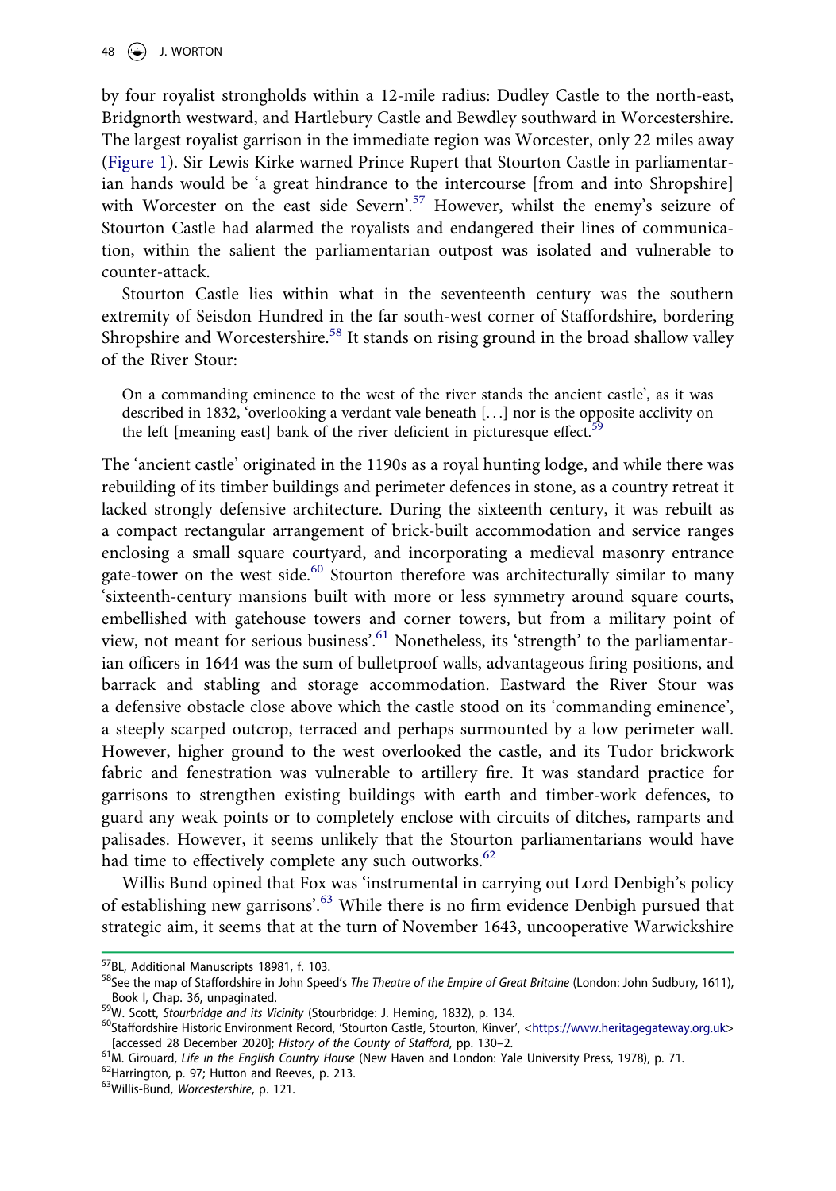by four royalist strongholds within a 12-mile radius: Dudley Castle to the north-east, Bridgnorth westward, and Hartlebury Castle and Bewdley southward in Worcestershire. The largest royalist garrison in the immediate region was Worcester, only 22 miles away (Figure 1). Sir Lewis Kirke warned Prince Rupert that Stourton Castle in parliamentarian hands would be 'a great hindrance to the intercourse [from and into Shropshire] with Worcester on the east side Severn'.[57] However, whilst the enemy's seizure of Stourton Castle had alarmed the royalists and endangered their lines of communication, within the salient the parliamentarian outpost was isolated and vulnerable to counter-attack.

Stourton Castle lies within what in the seventeenth century was the southern extremity of Seisdon Hundred in the far south-west corner of Staffordshire, bordering Shropshire and Worcestershire.[58] It stands on rising ground in the broad shallow valley of the River Stour:

> On a commanding eminence to the west of the river stands the ancient castle', as it was described in 1832, 'overlooking a verdant vale beneath [...] nor is the opposite acclivity on the left [meaning east] bank of the river deficient in picturesque effect.[59]

The 'ancient castle' originated in the 1190s as a royal hunting lodge, and while there was rebuilding of its timber buildings and perimeter defences in stone, as a country retreat it lacked strongly defensive architecture. During the sixteenth century, it was rebuilt as a compact rectangular arrangement of brick-built accommodation and service ranges enclosing a small square courtyard, and incorporating a medieval masonry entrance gate-tower on the west side.[60] Stourton therefore was architecturally similar to many 'sixteenth-century mansions built with more or less symmetry around square courts, embellished with gatehouse towers and corner towers, but from a military point of view, not meant for serious business'.[61] Nonetheless, its 'strength' to the parliamentarian officers in 1644 was the sum of bulletproof walls, advantageous firing positions, and barrack and stabling and storage accommodation. Eastward the River Stour was a defensive obstacle close above which the castle stood on its 'commanding eminence', a steeply scarped outcrop, terraced and perhaps surmounted by a low perimeter wall. However, higher ground to the west overlooked the castle, and its Tudor brickwork fabric and fenestration was vulnerable to artillery fire. It was standard practice for garrisons to strengthen existing buildings with earth and timber-work defences, to guard any weak points or to completely enclose with circuits of ditches, ramparts and palisades. However, it seems unlikely that the Stourton parliamentarians would have had time to effectively complete any such outworks.[62]

Willis Bund opined that Fox was 'instrumental in carrying out Lord Denbigh's policy of establishing new garrisons'.[63] While there is no firm evidence Denbigh pursued that strategic aim, it seems that at the turn of November 1643, uncooperative Warwickshire

---

[57] BL, Additional Manuscripts 18981, f. 103.

[58] See the map of Staffordshire in John Speed's *The Theatre of the Empire of Great Britaine* (London: John Sudbury, 1611), Book I, Chap. 36, unpaginated.

[59] W. Scott, *Stourbridge and its Vicinity* (Stourbridge: J. Heming, 1832), p. 134.

[60] Staffordshire Historic Environment Record, 'Stourton Castle, Stourton, Kinver', <https://www.heritagegateway.org.uk> [accessed 28 December 2020]; *History of the County of Stafford*, pp. 130–2.

[61] M. Girouard, *Life in the English Country House* (New Haven and London: Yale University Press, 1978), p. 71.

[62] Harrington, p. 97; Hutton and Reeves, p. 213.

[63] Willis-Bund, *Worcestershire*, p. 121.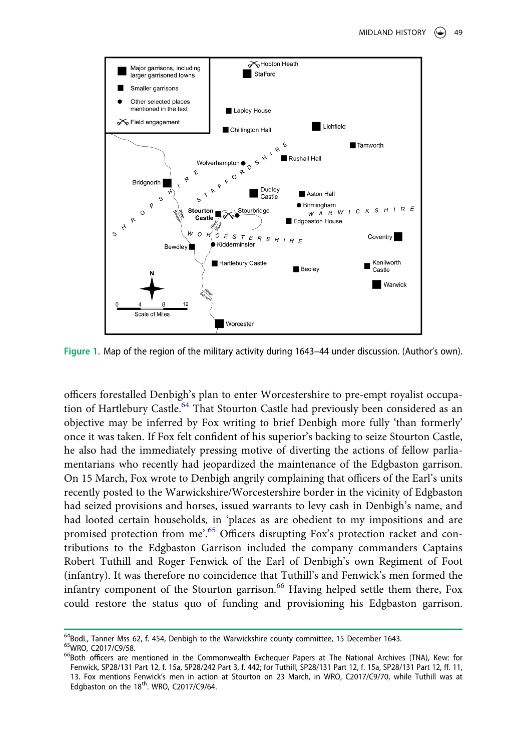Figure 1. Map of the region of the military activity during 1643–44 under discussion. (Author's own).

officers forestalled Denbigh's plan to enter Worcestershire to pre-empt royalist occupation of Hartlebury Castle.[64] That Stourton Castle had previously been considered as an objective may be inferred by Fox writing to brief Denbigh more fully 'than formerly' once it was taken. If Fox felt confident of his superior's backing to seize Stourton Castle, he also had the immediately pressing motive of diverting the actions of fellow parliamentarians who recently had jeopardized the maintenance of the Edgbaston garrison. On 15 March, Fox wrote to Denbigh angrily complaining that officers of the Earl's units recently posted to the Warwickshire/Worcestershire border in the vicinity of Edgbaston had seized provisions and horses, issued warrants to levy cash in Denbigh's name, and had looted certain households, in 'places as are obedient to my impositions and are promised protection from me'.[65] Officers disrupting Fox's protection racket and contributions to the Edgbaston Garrison included the company commanders Captains Robert Tuthill and Roger Fenwick of the Earl of Denbigh's own Regiment of Foot (infantry). It was therefore no coincidence that Tuthill's and Fenwick's men formed the infantry component of the Stourton garrison.[66] Having helped settle them there, Fox could restore the status quo of funding and provisioning his Edgbaston garrison.

[64] BodL, Tanner Mss 62, f. 454, Denbigh to the Warwickshire county committee, 15 December 1643.

[65] WRO, C2017/C9/58.

[66] Both officers are mentioned in the Commonwealth Exchequer Papers at The National Archives (TNA), Kew: for Fenwick, SP28/131 Part 12, f. 15a, SP28/242 Part 3, f. 442; for Tuthill, SP28/131 Part 12, f. 15a, SP28/131 Part 12, ff. 11, 13. Fox mentions Fenwick's men in action at Stourton on 23 March, in WRO, C2017/C9/70, while Tuthill was at Edgbaston on the 18th. WRO, C2017/C9/64.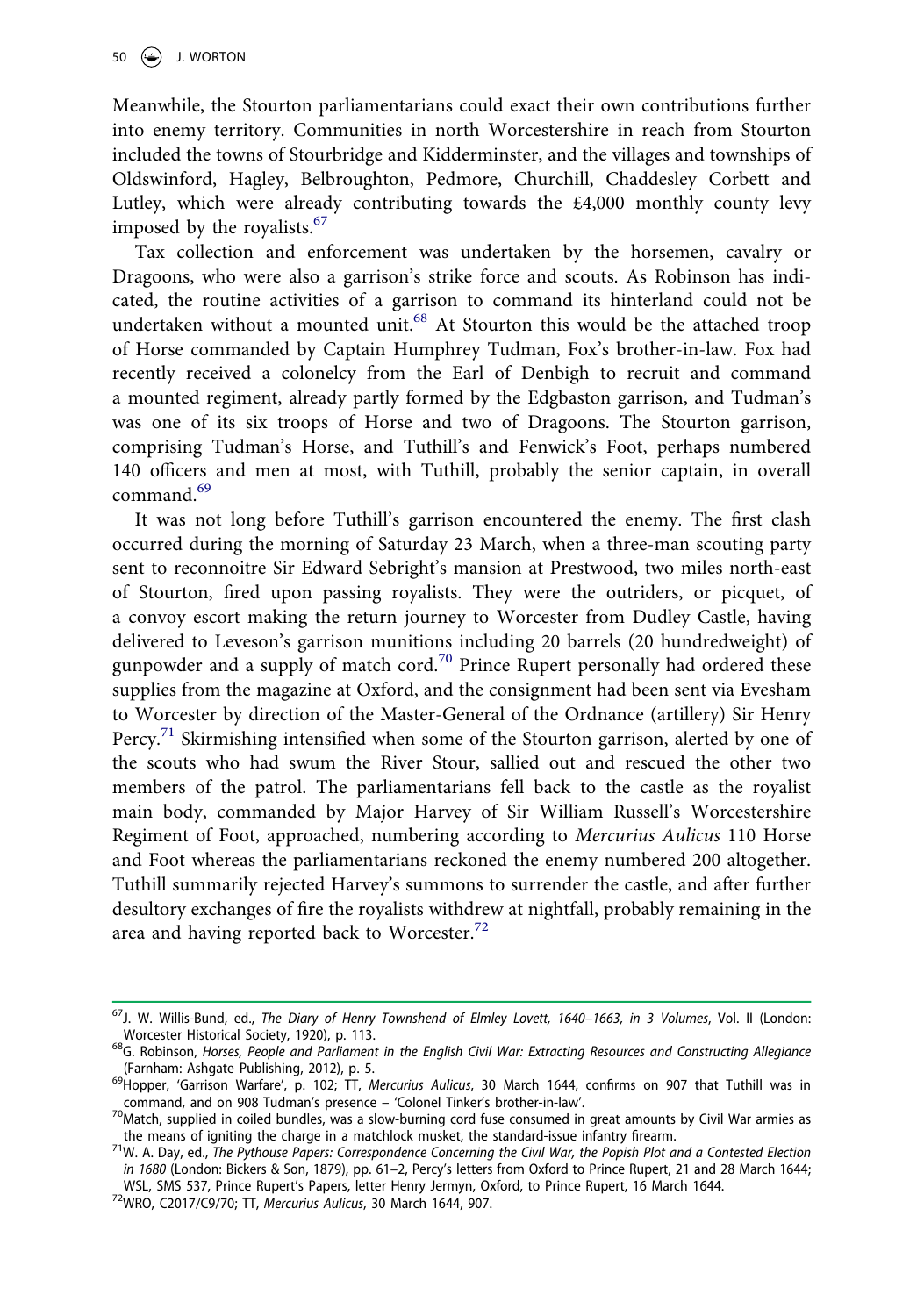Meanwhile, the Stourton parliamentarians could exact their own contributions further into enemy territory. Communities in north Worcestershire in reach from Stourton included the towns of Stourbridge and Kidderminster, and the villages and townships of Oldswinford, Hagley, Belbroughton, Pedmore, Churchill, Chaddesley Corbett and Lutley, which were already contributing towards the £4,000 monthly county levy imposed by the royalists.[67]

Tax collection and enforcement was undertaken by the horsemen, cavalry or Dragoons, who were also a garrison's strike force and scouts. As Robinson has indicated, the routine activities of a garrison to command its hinterland could not be undertaken without a mounted unit.[68] At Stourton this would be the attached troop of Horse commanded by Captain Humphrey Tudman, Fox's brother-in-law. Fox had recently received a colonelcy from the Earl of Denbigh to recruit and command a mounted regiment, already partly formed by the Edgbaston garrison, and Tudman's was one of its six troops of Horse and two of Dragoons. The Stourton garrison, comprising Tudman's Horse, and Tuthill's and Fenwick's Foot, perhaps numbered 140 officers and men at most, with Tuthill, probably the senior captain, in overall command.[69]

It was not long before Tuthill's garrison encountered the enemy. The first clash occurred during the morning of Saturday 23 March, when a three-man scouting party sent to reconnoitre Sir Edward Sebright's mansion at Prestwood, two miles north-east of Stourton, fired upon passing royalists. They were the outriders, or picquet, of a convoy escort making the return journey to Worcester from Dudley Castle, having delivered to Leveson's garrison munitions including 20 barrels (20 hundredweight) of gunpowder and a supply of match cord.[70] Prince Rupert personally had ordered these supplies from the magazine at Oxford, and the consignment had been sent via Evesham to Worcester by direction of the Master-General of the Ordnance (artillery) Sir Henry Percy.[71] Skirmishing intensified when some of the Stourton garrison, alerted by one of the scouts who had swum the River Stour, sallied out and rescued the other two members of the patrol. The parliamentarians fell back to the castle as the royalist main body, commanded by Major Harvey of Sir William Russell's Worcestershire Regiment of Foot, approached, numbering according to *Mercurius Aulicus* 110 Horse and Foot whereas the parliamentarians reckoned the enemy numbered 200 altogether. Tuthill summarily rejected Harvey's summons to surrender the castle, and after further desultory exchanges of fire the royalists withdrew at nightfall, probably remaining in the area and having reported back to Worcester.[72]

---

[67] J. W. Willis-Bund, ed., *The Diary of Henry Townshend of Elmley Lovett, 1640–1663, in 3 Volumes*, Vol. II (London: Worcester Historical Society, 1920), p. 113.

[68] G. Robinson, *Horses, People and Parliament in the English Civil War: Extracting Resources and Constructing Allegiance* (Farnham: Ashgate Publishing, 2012), p. 5.

[69] Hopper, 'Garrison Warfare', p. 102; TT, *Mercurius Aulicus*, 30 March 1644, confirms on 907 that Tuthill was in command, and on 908 Tudman's presence – 'Colonel Tinker's brother-in-law'.

[70] Match, supplied in coiled bundles, was a slow-burning cord fuse consumed in great amounts by Civil War armies as the means of igniting the charge in a matchlock musket, the standard-issue infantry firearm.

[71] W. A. Day, ed., *The Pythouse Papers: Correspondence Concerning the Civil War, the Popish Plot and a Contested Election in 1680* (London: Bickers & Son, 1879), pp. 61–2, Percy's letters from Oxford to Prince Rupert, 21 and 28 March 1644; WSL, SMS 537, Prince Rupert's Papers, letter Henry Jermyn, Oxford, to Prince Rupert, 16 March 1644.

[72] WRO, C2017/C9/70; TT, *Mercurius Aulicus*, 30 March 1644, 907.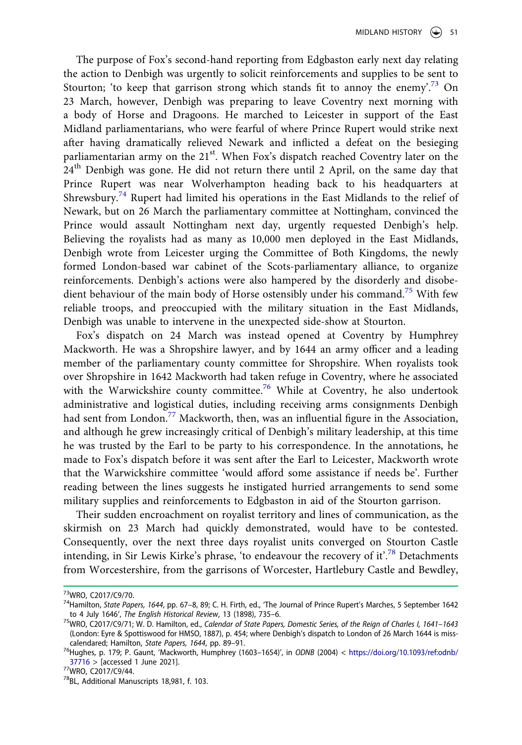The purpose of Fox's second-hand reporting from Edgbaston early next day relating the action to Denbigh was urgently to solicit reinforcements and supplies to be sent to Stourton; 'to keep that garrison strong which stands fit to annoy the enemy'.[73] On 23 March, however, Denbigh was preparing to leave Coventry next morning with a body of Horse and Dragoons. He marched to Leicester in support of the East Midland parliamentarians, who were fearful of where Prince Rupert would strike next after having dramatically relieved Newark and inflicted a defeat on the besieging parliamentarian army on the 21st. When Fox's dispatch reached Coventry later on the 24th Denbigh was gone. He did not return there until 2 April, on the same day that Prince Rupert was near Wolverhampton heading back to his headquarters at Shrewsbury.[74] Rupert had limited his operations in the East Midlands to the relief of Newark, but on 26 March the parliamentary committee at Nottingham, convinced the Prince would assault Nottingham next day, urgently requested Denbigh's help. Believing the royalists had as many as 10,000 men deployed in the East Midlands, Denbigh wrote from Leicester urging the Committee of Both Kingdoms, the newly formed London-based war cabinet of the Scots-parliamentary alliance, to organize reinforcements. Denbigh's actions were also hampered by the disorderly and disobedient behaviour of the main body of Horse ostensibly under his command.[75] With few reliable troops, and preoccupied with the military situation in the East Midlands, Denbigh was unable to intervene in the unexpected side-show at Stourton.

Fox's dispatch on 24 March was instead opened at Coventry by Humphrey Mackworth. He was a Shropshire lawyer, and by 1644 an army officer and a leading member of the parliamentary county committee for Shropshire. When royalists took over Shropshire in 1642 Mackworth had taken refuge in Coventry, where he associated with the Warwickshire county committee.[76] While at Coventry, he also undertook administrative and logistical duties, including receiving arms consignments Denbigh had sent from London.[77] Mackworth, then, was an influential figure in the Association, and although he grew increasingly critical of Denbigh's military leadership, at this time he was trusted by the Earl to be party to his correspondence. In the annotations, he made to Fox's dispatch before it was sent after the Earl to Leicester, Mackworth wrote that the Warwickshire committee 'would afford some assistance if needs be'. Further reading between the lines suggests he instigated hurried arrangements to send some military supplies and reinforcements to Edgbaston in aid of the Stourton garrison.

Their sudden encroachment on royalist territory and lines of communication, as the skirmish on 23 March had quickly demonstrated, would have to be contested. Consequently, over the next three days royalist units converged on Stourton Castle intending, in Sir Lewis Kirke's phrase, 'to endeavour the recovery of it'.[78] Detachments from Worcestershire, from the garrisons of Worcester, Hartlebury Castle and Bewdley,

---

[73] WRO, C2017/C9/70.

[74] Hamilton, *State Papers, 1644*, pp. 67–8, 89; C. H. Firth, ed., 'The Journal of Prince Rupert's Marches, 5 September 1642 to 4 July 1646', *The English Historical Review*, 13 (1898), 735–6.

[75] WRO, C2017/C9/71; W. D. Hamilton, ed., *Calendar of State Papers, Domestic Series, of the Reign of Charles I, 1641–1643* (London: Eyre & Spottiswood for HMSO, 1887), p. 454; where Denbigh's dispatch to London of 26 March 1644 is miss-calendared; Hamilton, *State Papers, 1644*, pp. 89–91.

[76] Hughes, p. 179; P. Gaunt, 'Mackworth, Humphrey (1603–1654)', in *ODNB* (2004) < https://doi.org/10.1093/ref:odnb/37716 > [accessed 1 June 2021].

[77] WRO, C2017/C9/44.

[78] BL, Additional Manuscripts 18,981, f. 103.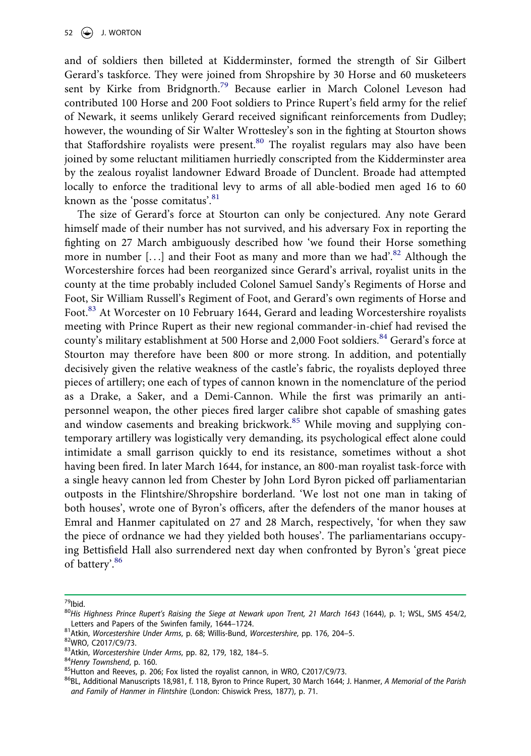and of soldiers then billeted at Kidderminster, formed the strength of Sir Gilbert Gerard's taskforce. They were joined from Shropshire by 30 Horse and 60 musketeers sent by Kirke from Bridgnorth.[79] Because earlier in March Colonel Leveson had contributed 100 Horse and 200 Foot soldiers to Prince Rupert's field army for the relief of Newark, it seems unlikely Gerard received significant reinforcements from Dudley; however, the wounding of Sir Walter Wrottesley's son in the fighting at Stourton shows that Staffordshire royalists were present.[80] The royalist regulars may also have been joined by some reluctant militiamen hurriedly conscripted from the Kidderminster area by the zealous royalist landowner Edward Broade of Dunclent. Broade had attempted locally to enforce the traditional levy to arms of all able-bodied men aged 16 to 60 known as the 'posse comitatus'.[81]

The size of Gerard's force at Stourton can only be conjectured. Any note Gerard himself made of their number has not survived, and his adversary Fox in reporting the fighting on 27 March ambiguously described how 'we found their Horse something more in number [...] and their Foot as many and more than we had'.[82] Although the Worcestershire forces had been reorganized since Gerard's arrival, royalist units in the county at the time probably included Colonel Samuel Sandy's Regiments of Horse and Foot, Sir William Russell's Regiment of Foot, and Gerard's own regiments of Horse and Foot.[83] At Worcester on 10 February 1644, Gerard and leading Worcestershire royalists meeting with Prince Rupert as their new regional commander-in-chief had revised the county's military establishment at 500 Horse and 2,000 Foot soldiers.[84] Gerard's force at Stourton may therefore have been 800 or more strong. In addition, and potentially decisively given the relative weakness of the castle's fabric, the royalists deployed three pieces of artillery; one each of types of cannon known in the nomenclature of the period as a Drake, a Saker, and a Demi-Cannon. While the first was primarily an anti-personnel weapon, the other pieces fired larger calibre shot capable of smashing gates and window casements and breaking brickwork.[85] While moving and supplying contemporary artillery was logistically very demanding, its psychological effect alone could intimidate a small garrison quickly to end its resistance, sometimes without a shot having been fired. In later March 1644, for instance, an 800-man royalist task-force with a single heavy cannon led from Chester by John Lord Byron picked off parliamentarian outposts in the Flintshire/Shropshire borderland. 'We lost not one man in taking of both houses', wrote one of Byron's officers, after the defenders of the manor houses at Emral and Hanmer capitulated on 27 and 28 March, respectively, 'for when they saw the piece of ordnance we had they yielded both houses'. The parliamentarians occupying Bettisfield Hall also surrendered next day when confronted by Byron's 'great piece of battery'.[86]

---

[79]Ibid.

[80]*His Highness Prince Rupert's Raising the Siege at Newark upon Trent, 21 March 1643* (1644), p. 1; WSL, SMS 454/2, Letters and Papers of the Swinfen family, 1644–1724.

[81]Atkin, *Worcestershire Under Arms*, p. 68; Willis-Bund, *Worcestershire*, pp. 176, 204–5.

[82]WRO, C2017/C9/73.

[83]Atkin, *Worcestershire Under Arms*, pp. 82, 179, 182, 184–5.

[84]*Henry Townshend*, p. 160.

[85]Hutton and Reeves, p. 206; Fox listed the royalist cannon, in WRO, C2017/C9/73.

[86]BL, Additional Manuscripts 18,981, f. 118, Byron to Prince Rupert, 30 March 1644; J. Hanmer, *A Memorial of the Parish and Family of Hanmer in Flintshire* (London: Chiswick Press, 1877), p. 71.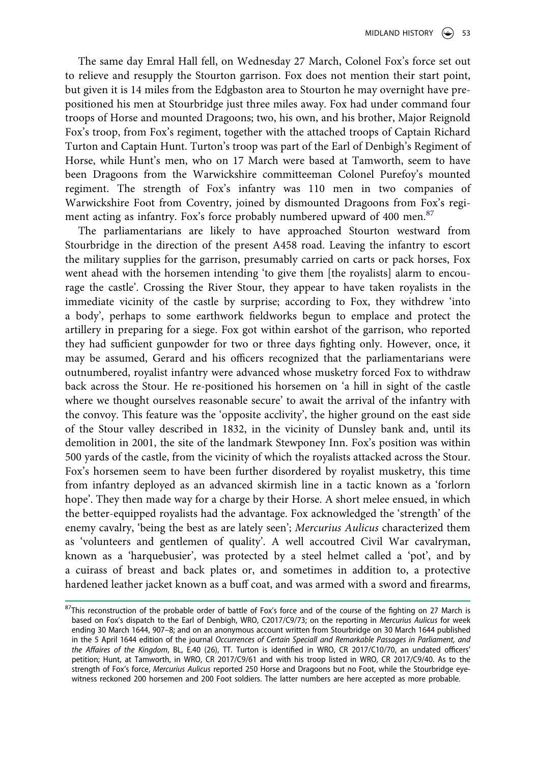The same day Emral Hall fell, on Wednesday 27 March, Colonel Fox's force set out to relieve and resupply the Stourton garrison. Fox does not mention their start point, but given it is 14 miles from the Edgbaston area to Stourton he may overnight have prepositioned his men at Stourbridge just three miles away. Fox had under command four troops of Horse and mounted Dragoons; two, his own, and his brother, Major Reignold Fox's troop, from Fox's regiment, together with the attached troops of Captain Richard Turton and Captain Hunt. Turton's troop was part of the Earl of Denbigh's Regiment of Horse, while Hunt's men, who on 17 March were based at Tamworth, seem to have been Dragoons from the Warwickshire committeeman Colonel Purefoy's mounted regiment. The strength of Fox's infantry was 110 men in two companies of Warwickshire Foot from Coventry, joined by dismounted Dragoons from Fox's regiment acting as infantry. Fox's force probably numbered upward of 400 men.[87]

The parliamentarians are likely to have approached Stourton westward from Stourbridge in the direction of the present A458 road. Leaving the infantry to escort the military supplies for the garrison, presumably carried on carts or pack horses, Fox went ahead with the horsemen intending 'to give them [the royalists] alarm to encourage the castle'. Crossing the River Stour, they appear to have taken royalists in the immediate vicinity of the castle by surprise; according to Fox, they withdrew 'into a body', perhaps to some earthwork fieldworks begun to emplace and protect the artillery in preparing for a siege. Fox got within earshot of the garrison, who reported they had sufficient gunpowder for two or three days fighting only. However, once, it may be assumed, Gerard and his officers recognized that the parliamentarians were outnumbered, royalist infantry were advanced whose musketry forced Fox to withdraw back across the Stour. He re-positioned his horsemen on 'a hill in sight of the castle where we thought ourselves reasonable secure' to await the arrival of the infantry with the convoy. This feature was the 'opposite acclivity', the higher ground on the east side of the Stour valley described in 1832, in the vicinity of Dunsley bank and, until its demolition in 2001, the site of the landmark Stewponey Inn. Fox's position was within 500 yards of the castle, from the vicinity of which the royalists attacked across the Stour. Fox's horsemen seem to have been further disordered by royalist musketry, this time from infantry deployed as an advanced skirmish line in a tactic known as a 'forlorn hope'. They then made way for a charge by their Horse. A short melee ensued, in which the better-equipped royalists had the advantage. Fox acknowledged the 'strength' of the enemy cavalry, 'being the best as are lately seen'; *Mercurius Aulicus* characterized them as 'volunteers and gentlemen of quality'. A well accoutred Civil War cavalryman, known as a 'harquebusier', was protected by a steel helmet called a 'pot', and by a cuirass of breast and back plates or, and sometimes in addition to, a protective hardened leather jacket known as a buff coat, and was armed with a sword and firearms,

[87] This reconstruction of the probable order of battle of Fox's force and of the course of the fighting on 27 March is based on Fox's dispatch to the Earl of Denbigh, WRO, C2017/C9/73; on the reporting in *Mercurius Aulicus* for week ending 30 March 1644, 907–8; and on an anonymous account written from Stourbridge on 30 March 1644 published in the 5 April 1644 edition of the journal *Occurrences of Certain Speciall and Remarkable Passages in Parliament, and the Affaires of the Kingdom*, BL, E.40 (26), TT. Turton is identified in WRO, CR 2017/C10/70, an undated officers' petition; Hunt, at Tamworth, in WRO, CR 2017/C9/61 and with his troop listed in WRO, CR 2017/C9/40. As to the strength of Fox's force, *Mercurius Aulicus* reported 250 Horse and Dragoons but no Foot, while the Stourbridge eyewitness reckoned 200 horsemen and 200 Foot soldiers. The latter numbers are here accepted as more probable.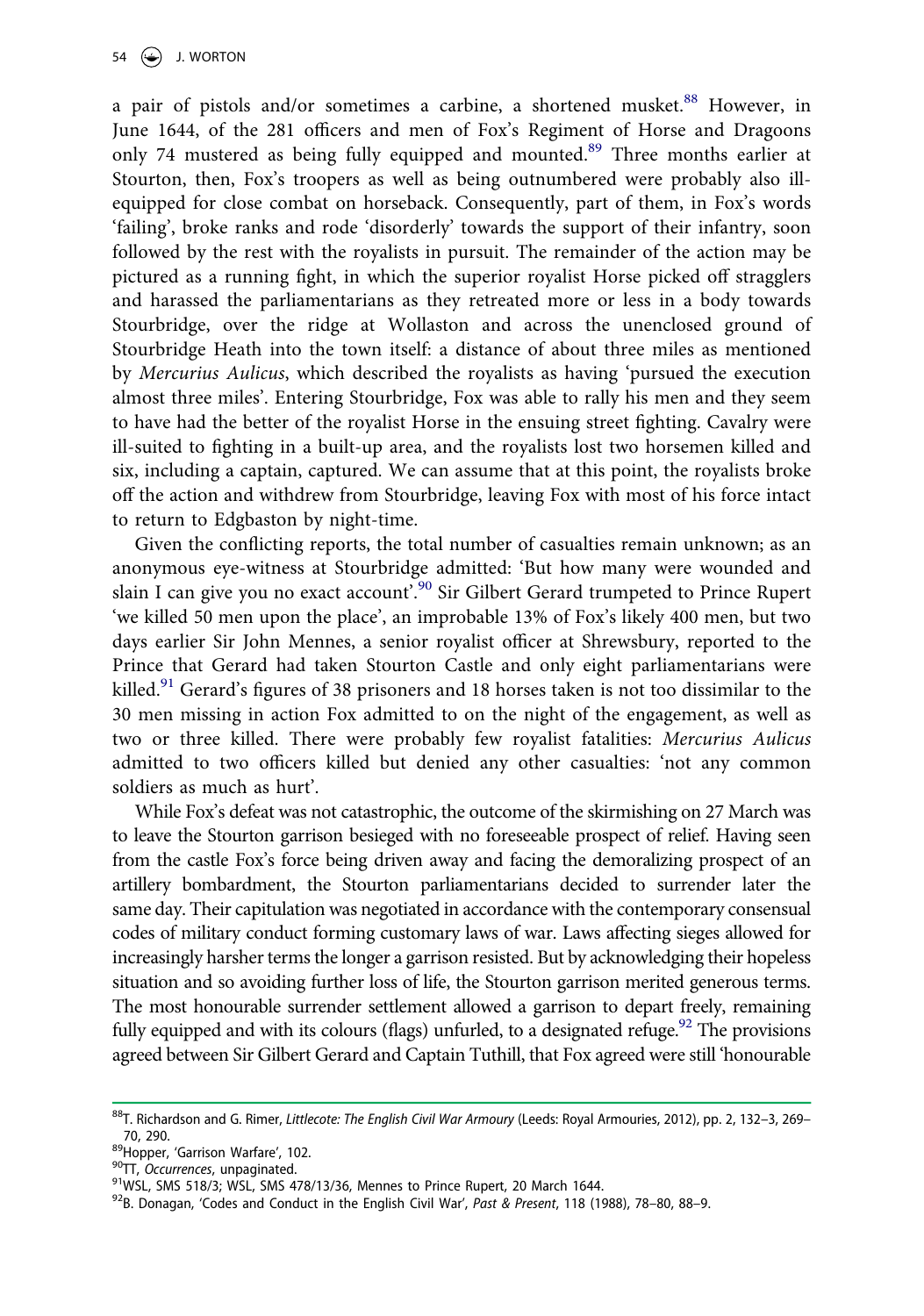a pair of pistols and/or sometimes a carbine, a shortened musket.[88] However, in June 1644, of the 281 officers and men of Fox's Regiment of Horse and Dragoons only 74 mustered as being fully equipped and mounted.[89] Three months earlier at Stourton, then, Fox's troopers as well as being outnumbered were probably also ill-equipped for close combat on horseback. Consequently, part of them, in Fox's words 'failing', broke ranks and rode 'disorderly' towards the support of their infantry, soon followed by the rest with the royalists in pursuit. The remainder of the action may be pictured as a running fight, in which the superior royalist Horse picked off stragglers and harassed the parliamentarians as they retreated more or less in a body towards Stourbridge, over the ridge at Wollaston and across the unenclosed ground of Stourbridge Heath into the town itself: a distance of about three miles as mentioned by *Mercurius Aulicus*, which described the royalists as having 'pursued the execution almost three miles'. Entering Stourbridge, Fox was able to rally his men and they seem to have had the better of the royalist Horse in the ensuing street fighting. Cavalry were ill-suited to fighting in a built-up area, and the royalists lost two horsemen killed and six, including a captain, captured. We can assume that at this point, the royalists broke off the action and withdrew from Stourbridge, leaving Fox with most of his force intact to return to Edgbaston by night-time.

Given the conflicting reports, the total number of casualties remain unknown; as an anonymous eye-witness at Stourbridge admitted: 'But how many were wounded and slain I can give you no exact account'.[90] Sir Gilbert Gerard trumpeted to Prince Rupert 'we killed 50 men upon the place', an improbable 13% of Fox's likely 400 men, but two days earlier Sir John Mennes, a senior royalist officer at Shrewsbury, reported to the Prince that Gerard had taken Stourton Castle and only eight parliamentarians were killed.[91] Gerard's figures of 38 prisoners and 18 horses taken is not too dissimilar to the 30 men missing in action Fox admitted to on the night of the engagement, as well as two or three killed. There were probably few royalist fatalities: *Mercurius Aulicus* admitted to two officers killed but denied any other casualties: 'not any common soldiers as much as hurt'.

While Fox's defeat was not catastrophic, the outcome of the skirmishing on 27 March was to leave the Stourton garrison besieged with no foreseeable prospect of relief. Having seen from the castle Fox's force being driven away and facing the demoralizing prospect of an artillery bombardment, the Stourton parliamentarians decided to surrender later the same day. Their capitulation was negotiated in accordance with the contemporary consensual codes of military conduct forming customary laws of war. Laws affecting sieges allowed for increasingly harsher terms the longer a garrison resisted. But by acknowledging their hopeless situation and so avoiding further loss of life, the Stourton garrison merited generous terms. The most honourable surrender settlement allowed a garrison to depart freely, remaining fully equipped and with its colours (flags) unfurled, to a designated refuge.[92] The provisions agreed between Sir Gilbert Gerard and Captain Tuthill, that Fox agreed were still 'honourable

---

[88] T. Richardson and G. Rimer, *Littlecote: The English Civil War Armoury* (Leeds: Royal Armouries, 2012), pp. 2, 132–3, 269–70, 290.

[89] Hopper, 'Garrison Warfare', 102.

[90] TT, *Occurrences*, unpaginated.

[91] WSL, SMS 518/3; WSL, SMS 478/13/36, Mennes to Prince Rupert, 20 March 1644.

[92] B. Donagan, 'Codes and Conduct in the English Civil War', *Past & Present*, 118 (1988), 78–80, 88–9.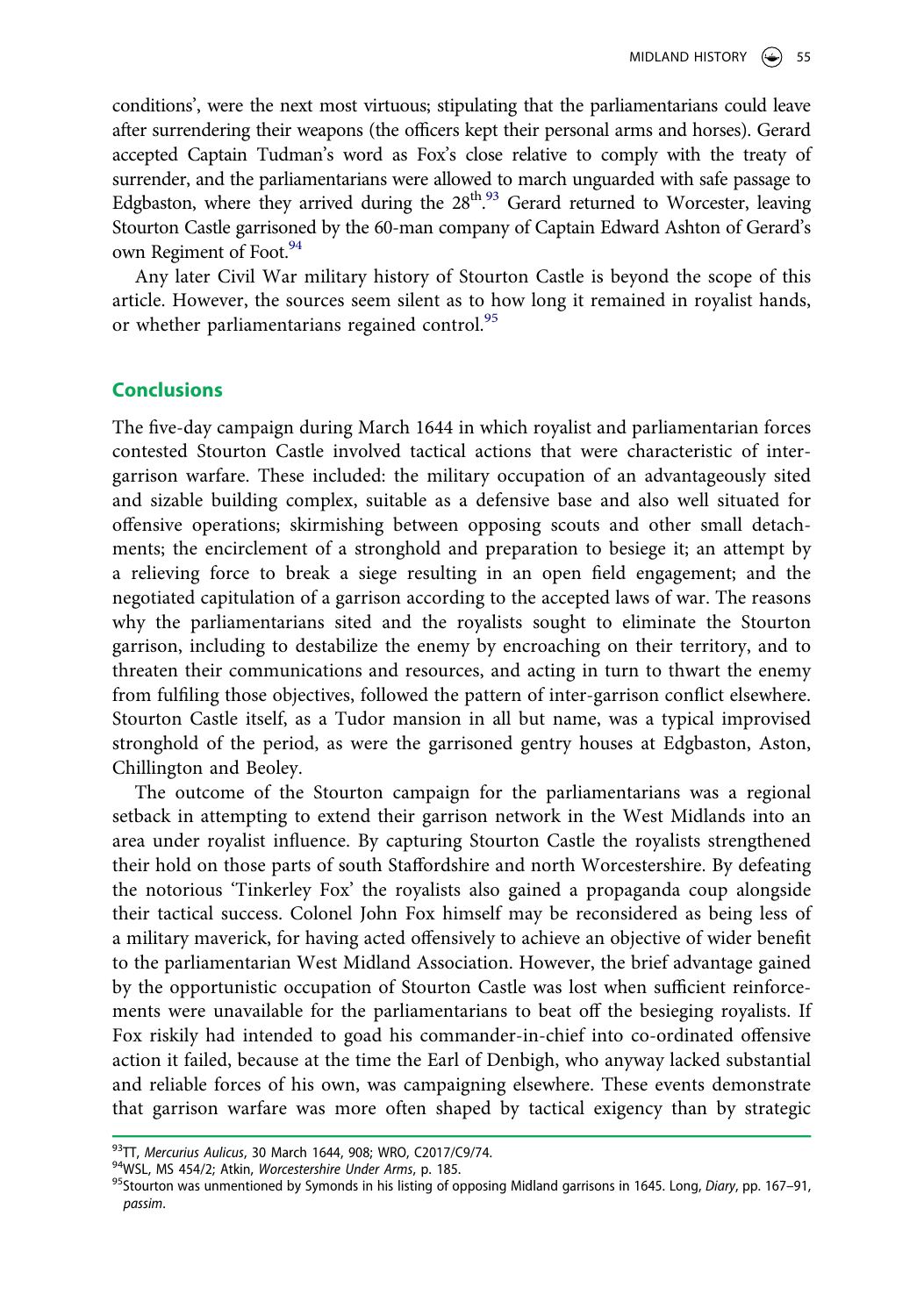conditions', were the next most virtuous; stipulating that the parliamentarians could leave after surrendering their weapons (the officers kept their personal arms and horses). Gerard accepted Captain Tudman's word as Fox's close relative to comply with the treaty of surrender, and the parliamentarians were allowed to march unguarded with safe passage to Edgbaston, where they arrived during the 28th.[93] Gerard returned to Worcester, leaving Stourton Castle garrisoned by the 60-man company of Captain Edward Ashton of Gerard's own Regiment of Foot.[94]

Any later Civil War military history of Stourton Castle is beyond the scope of this article. However, the sources seem silent as to how long it remained in royalist hands, or whether parliamentarians regained control.[95]

## Conclusions

The five-day campaign during March 1644 in which royalist and parliamentarian forces contested Stourton Castle involved tactical actions that were characteristic of inter-garrison warfare. These included: the military occupation of an advantageously sited and sizable building complex, suitable as a defensive base and also well situated for offensive operations; skirmishing between opposing scouts and other small detachments; the encirclement of a stronghold and preparation to besiege it; an attempt by a relieving force to break a siege resulting in an open field engagement; and the negotiated capitulation of a garrison according to the accepted laws of war. The reasons why the parliamentarians sited and the royalists sought to eliminate the Stourton garrison, including to destabilize the enemy by encroaching on their territory, and to threaten their communications and resources, and acting in turn to thwart the enemy from fulfiling those objectives, followed the pattern of inter-garrison conflict elsewhere. Stourton Castle itself, as a Tudor mansion in all but name, was a typical improvised stronghold of the period, as were the garrisoned gentry houses at Edgbaston, Aston, Chillington and Beoley.

The outcome of the Stourton campaign for the parliamentarians was a regional setback in attempting to extend their garrison network in the West Midlands into an area under royalist influence. By capturing Stourton Castle the royalists strengthened their hold on those parts of south Staffordshire and north Worcestershire. By defeating the notorious 'Tinkerley Fox' the royalists also gained a propaganda coup alongside their tactical success. Colonel John Fox himself may be reconsidered as being less of a military maverick, for having acted offensively to achieve an objective of wider benefit to the parliamentarian West Midland Association. However, the brief advantage gained by the opportunistic occupation of Stourton Castle was lost when sufficient reinforcements were unavailable for the parliamentarians to beat off the besieging royalists. If Fox riskily had intended to goad his commander-in-chief into co-ordinated offensive action it failed, because at the time the Earl of Denbigh, who anyway lacked substantial and reliable forces of his own, was campaigning elsewhere. These events demonstrate that garrison warfare was more often shaped by tactical exigency than by strategic

---

[93] TT, *Mercurius Aulicus*, 30 March 1644, 908; WRO, C2017/C9/74.

[94] WSL, MS 454/2; Atkin, *Worcestershire Under Arms*, p. 185.

[95] Stourton was unmentioned by Symonds in his listing of opposing Midland garrisons in 1645. Long, *Diary*, pp. 167–91, *passim*.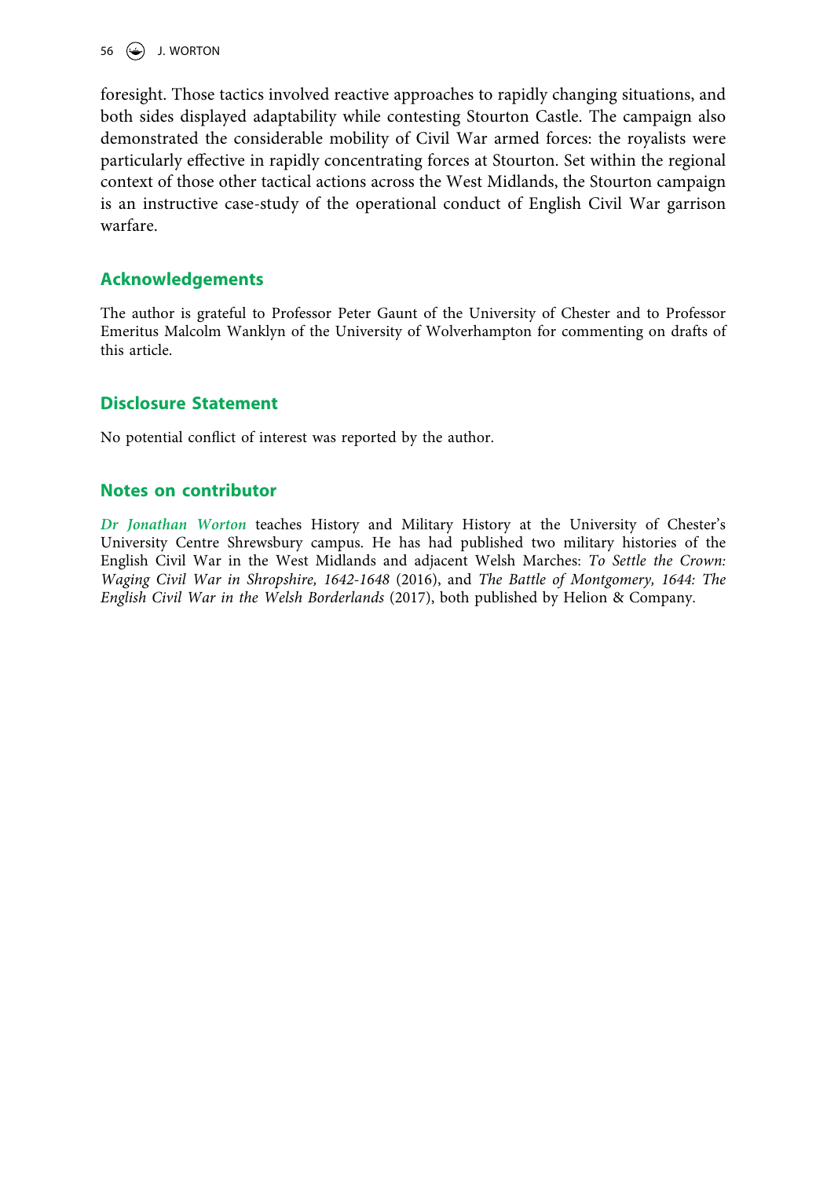foresight. Those tactics involved reactive approaches to rapidly changing situations, and both sides displayed adaptability while contesting Stourton Castle. The campaign also demonstrated the considerable mobility of Civil War armed forces: the royalists were particularly effective in rapidly concentrating forces at Stourton. Set within the regional context of those other tactical actions across the West Midlands, the Stourton campaign is an instructive case-study of the operational conduct of English Civil War garrison warfare.

## Acknowledgements

The author is grateful to Professor Peter Gaunt of the University of Chester and to Professor Emeritus Malcolm Wanklyn of the University of Wolverhampton for commenting on drafts of this article.

## Disclosure Statement

No potential conflict of interest was reported by the author.

## Notes on contributor

*Dr Jonathan Worton* teaches History and Military History at the University of Chester's University Centre Shrewsbury campus. He has had published two military histories of the English Civil War in the West Midlands and adjacent Welsh Marches: *To Settle the Crown: Waging Civil War in Shropshire, 1642-1648* (2016), and *The Battle of Montgomery, 1644: The English Civil War in the Welsh Borderlands* (2017), both published by Helion & Company.